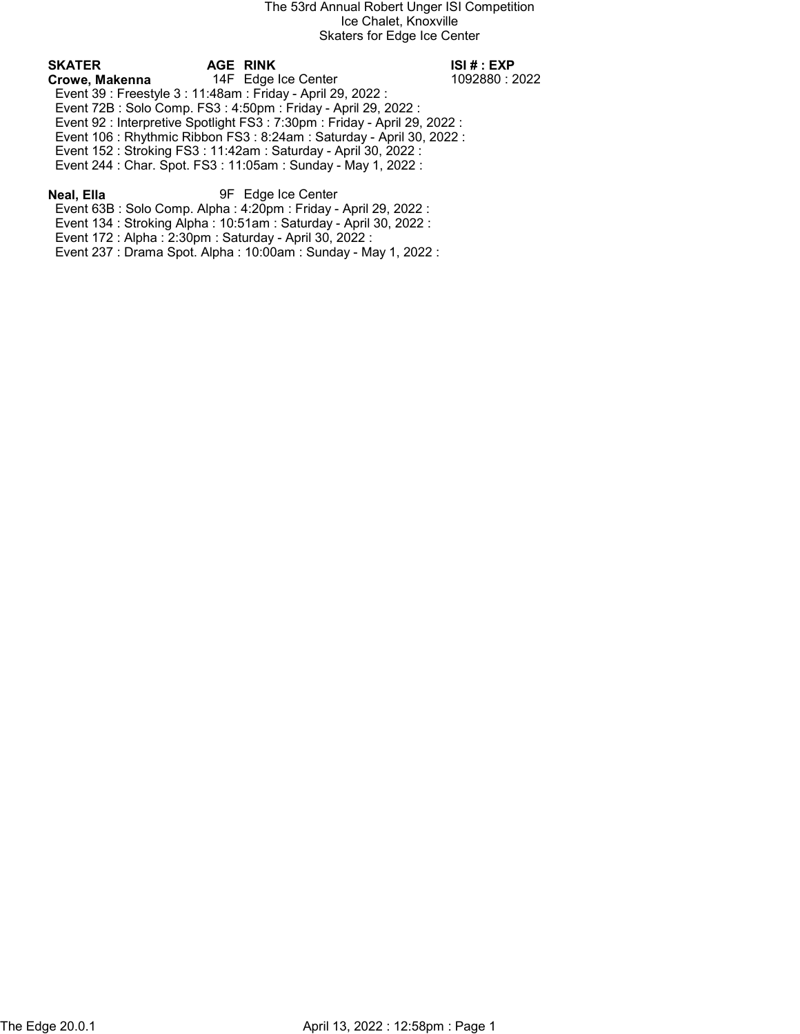The 53rd Annual Robert Unger ISI Competition
Ice Chalet, Knoxville
Skaters for Edge Ice Center

| SKATER | AGE | RINK | ISI # : EXP |
|---|---|---|---|
| **Crowe, Makenna** | 14F | Edge Ice Center | 1092880 : 2022 |

Event 39 : Freestyle 3 : 11:48am : Friday - April 29, 2022 :
Event 72B : Solo Comp. FS3 : 4:50pm : Friday - April 29, 2022 :
Event 92 : Interpretive Spotlight FS3 : 7:30pm : Friday - April 29, 2022 :
Event 106 : Rhythmic Ribbon FS3 : 8:24am : Saturday - April 30, 2022 :
Event 152 : Stroking FS3 : 11:42am : Saturday - April 30, 2022 :
Event 244 : Char. Spot. FS3 : 11:05am : Sunday - May 1, 2022 :

| SKATER | AGE | RINK | ISI # : EXP |
|---|---|---|---|
| **Neal, Ella** | 9F | Edge Ice Center | |

Event 63B : Solo Comp. Alpha : 4:20pm : Friday - April 29, 2022 :
Event 134 : Stroking Alpha : 10:51am : Saturday - April 30, 2022 :
Event 172 : Alpha : 2:30pm : Saturday - April 30, 2022 :
Event 237 : Drama Spot. Alpha : 10:00am : Sunday - May 1, 2022 :

The Edge 20.0.1 April 13, 2022 : 12:58pm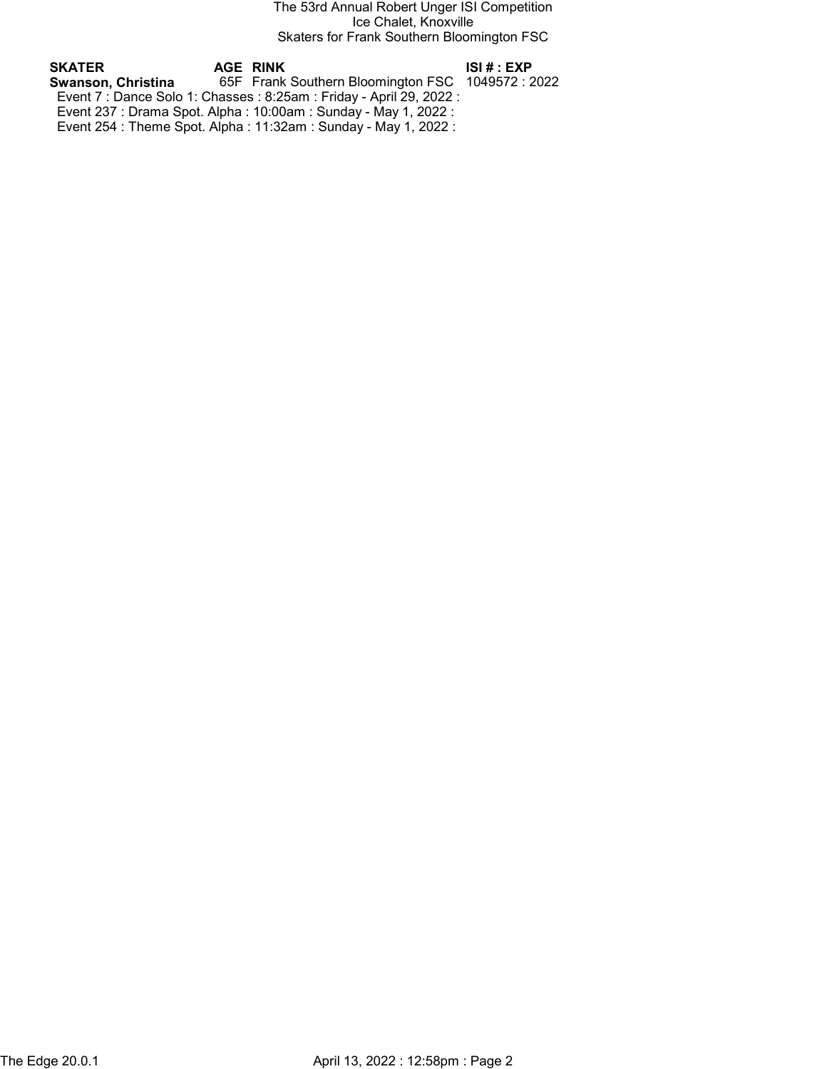The 53rd Annual Robert Unger ISI Competition
Ice Chalet, Knoxville
Skaters for Frank Southern Bloomington FSC

| SKATER | AGE | RINK | ISI # : EXP |
| --- | --- | --- | --- |
| **Swanson, Christina** | 65F | Frank Southern Bloomington FSC | 1049572 : 2022 |

Event 7 : Dance Solo 1: Chasses : 8:25am : Friday - April 29, 2022 :
Event 237 : Drama Spot. Alpha : 10:00am : Sunday - May 1, 2022 :
Event 254 : Theme Spot. Alpha : 11:32am : Sunday - May 1, 2022 :

The Edge 20.0.1 April 13, 2022 : 12:58pm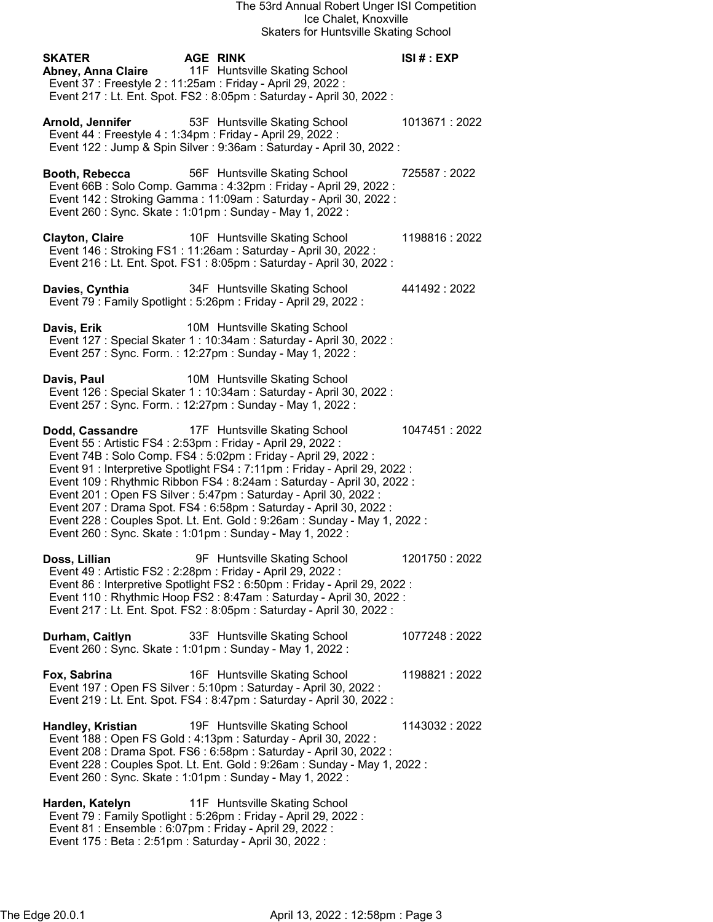The 53rd Annual Robert Unger ISI Competition
Ice Chalet, Knoxville
Skaters for Huntsville Skating School

**SKATER** **AGE** **RINK** **ISI # : EXP**

**Abney, Anna Claire** 11F Huntsville Skating School
Event 37 : Freestyle 2 : 11:25am : Friday - April 29, 2022 :
Event 217 : Lt. Ent. Spot. FS2 : 8:05pm : Saturday - April 30, 2022 :

**Arnold, Jennifer** 53F Huntsville Skating School 1013671 : 2022
Event 44 : Freestyle 4 : 1:34pm : Friday - April 29, 2022 :
Event 122 : Jump & Spin Silver : 9:36am : Saturday - April 30, 2022 :

**Booth, Rebecca** 56F Huntsville Skating School 725587 : 2022
Event 66B : Solo Comp. Gamma : 4:32pm : Friday - April 29, 2022 :
Event 142 : Stroking Gamma : 11:09am : Saturday - April 30, 2022 :
Event 260 : Sync. Skate : 1:01pm : Sunday - May 1, 2022 :

**Clayton, Claire** 10F Huntsville Skating School 1198816 : 2022
Event 146 : Stroking FS1 : 11:26am : Saturday - April 30, 2022 :
Event 216 : Lt. Ent. Spot. FS1 : 8:05pm : Saturday - April 30, 2022 :

**Davies, Cynthia** 34F Huntsville Skating School 441492 : 2022
Event 79 : Family Spotlight : 5:26pm : Friday - April 29, 2022 :

**Davis, Erik** 10M Huntsville Skating School
Event 127 : Special Skater 1 : 10:34am : Saturday - April 30, 2022 :
Event 257 : Sync. Form. : 12:27pm : Sunday - May 1, 2022 :

**Davis, Paul** 10M Huntsville Skating School
Event 126 : Special Skater 1 : 10:34am : Saturday - April 30, 2022 :
Event 257 : Sync. Form. : 12:27pm : Sunday - May 1, 2022 :

**Dodd, Cassandre** 17F Huntsville Skating School 1047451 : 2022
Event 55 : Artistic FS4 : 2:53pm : Friday - April 29, 2022 :
Event 74B : Solo Comp. FS4 : 5:02pm : Friday - April 29, 2022 :
Event 91 : Interpretive Spotlight FS4 : 7:11pm : Friday - April 29, 2022 :
Event 109 : Rhythmic Ribbon FS4 : 8:24am : Saturday - April 30, 2022 :
Event 201 : Open FS Silver : 5:47pm : Saturday - April 30, 2022 :
Event 207 : Drama Spot. FS4 : 6:58pm : Saturday - April 30, 2022 :
Event 228 : Couples Spot. Lt. Ent. Gold : 9:26am : Sunday - May 1, 2022 :
Event 260 : Sync. Skate : 1:01pm : Sunday - May 1, 2022 :

**Doss, Lillian** 9F Huntsville Skating School 1201750 : 2022
Event 49 : Artistic FS2 : 2:28pm : Friday - April 29, 2022 :
Event 86 : Interpretive Spotlight FS2 : 6:50pm : Friday - April 29, 2022 :
Event 110 : Rhythmic Hoop FS2 : 8:47am : Saturday - April 30, 2022 :
Event 217 : Lt. Ent. Spot. FS2 : 8:05pm : Saturday - April 30, 2022 :

**Durham, Caitlyn** 33F Huntsville Skating School 1077248 : 2022
Event 260 : Sync. Skate : 1:01pm : Sunday - May 1, 2022 :

**Fox, Sabrina** 16F Huntsville Skating School 1198821 : 2022
Event 197 : Open FS Silver : 5:10pm : Saturday - April 30, 2022 :
Event 219 : Lt. Ent. Spot. FS4 : 8:47pm : Saturday - April 30, 2022 :

**Handley, Kristian** 19F Huntsville Skating School 1143032 : 2022
Event 188 : Open FS Gold : 4:13pm : Saturday - April 30, 2022 :
Event 208 : Drama Spot. FS6 : 6:58pm : Saturday - April 30, 2022 :
Event 228 : Couples Spot. Lt. Ent. Gold : 9:26am : Sunday - May 1, 2022 :
Event 260 : Sync. Skate : 1:01pm : Sunday - May 1, 2022 :

**Harden, Katelyn** 11F Huntsville Skating School
Event 79 : Family Spotlight : 5:26pm : Friday - April 29, 2022 :
Event 81 : Ensemble : 6:07pm : Friday - April 29, 2022 :
Event 175 : Beta : 2:51pm : Saturday - April 30, 2022 :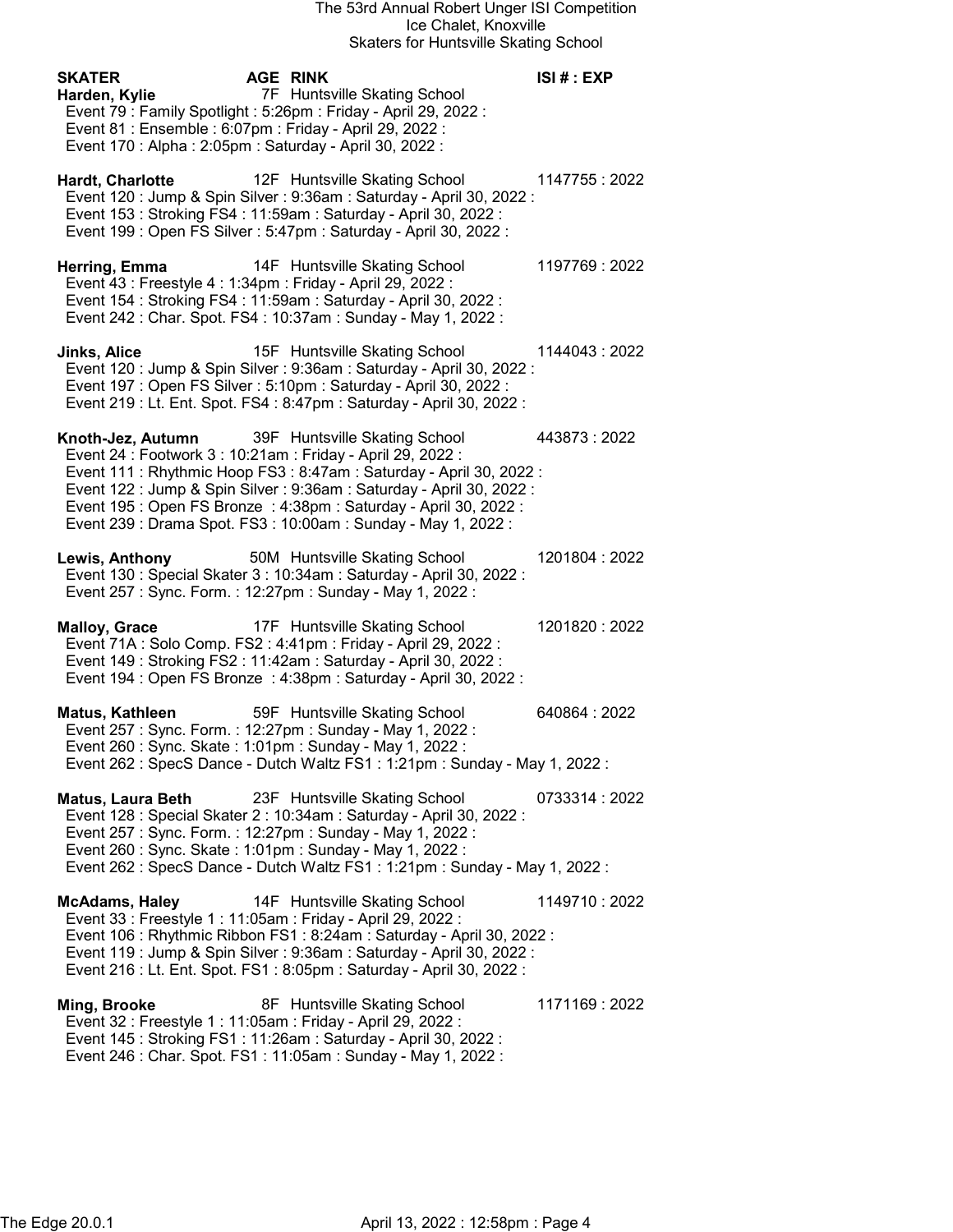The 53rd Annual Robert Unger ISI Competition
Ice Chalet, Knoxville
Skaters for Huntsville Skating School

| SKATER | AGE | RINK | ISI # : EXP |
|---|---|---|---|

**Harden, Kylie** 7F Huntsville Skating School
- Event 79 : Family Spotlight : 5:26pm : Friday - April 29, 2022 :
- Event 81 : Ensemble : 6:07pm : Friday - April 29, 2022 :
- Event 170 : Alpha : 2:05pm : Saturday - April 30, 2022 :

**Hardt, Charlotte** 12F Huntsville Skating School 1147755 : 2022
- Event 120 : Jump & Spin Silver : 9:36am : Saturday - April 30, 2022 :
- Event 153 : Stroking FS4 : 11:59am : Saturday - April 30, 2022 :
- Event 199 : Open FS Silver : 5:47pm : Saturday - April 30, 2022 :

**Herring, Emma** 14F Huntsville Skating School 1197769 : 2022
- Event 43 : Freestyle 4 : 1:34pm : Friday - April 29, 2022 :
- Event 154 : Stroking FS4 : 11:59am : Saturday - April 30, 2022 :
- Event 242 : Char. Spot. FS4 : 10:37am : Sunday - May 1, 2022 :

**Jinks, Alice** 15F Huntsville Skating School 1144043 : 2022
- Event 120 : Jump & Spin Silver : 9:36am : Saturday - April 30, 2022 :
- Event 197 : Open FS Silver : 5:10pm : Saturday - April 30, 2022 :
- Event 219 : Lt. Ent. Spot. FS4 : 8:47pm : Saturday - April 30, 2022 :

**Knoth-Jez, Autumn** 39F Huntsville Skating School 443873 : 2022
- Event 24 : Footwork 3 : 10:21am : Friday - April 29, 2022 :
- Event 111 : Rhythmic Hoop FS3 : 8:47am : Saturday - April 30, 2022 :
- Event 122 : Jump & Spin Silver : 9:36am : Saturday - April 30, 2022 :
- Event 195 : Open FS Bronze : 4:38pm : Saturday - April 30, 2022 :
- Event 239 : Drama Spot. FS3 : 10:00am : Sunday - May 1, 2022 :

**Lewis, Anthony** 50M Huntsville Skating School 1201804 : 2022
- Event 130 : Special Skater 3 : 10:34am : Saturday - April 30, 2022 :
- Event 257 : Sync. Form. : 12:27pm : Sunday - May 1, 2022 :

**Malloy, Grace** 17F Huntsville Skating School 1201820 : 2022
- Event 71A : Solo Comp. FS2 : 4:41pm : Friday - April 29, 2022 :
- Event 149 : Stroking FS2 : 11:42am : Saturday - April 30, 2022 :
- Event 194 : Open FS Bronze : 4:38pm : Saturday - April 30, 2022 :

**Matus, Kathleen** 59F Huntsville Skating School 640864 : 2022
- Event 257 : Sync. Form. : 12:27pm : Sunday - May 1, 2022 :
- Event 260 : Sync. Skate : 1:01pm : Sunday - May 1, 2022 :
- Event 262 : SpecS Dance - Dutch Waltz FS1 : 1:21pm : Sunday - May 1, 2022 :

**Matus, Laura Beth** 23F Huntsville Skating School 0733314 : 2022
- Event 128 : Special Skater 2 : 10:34am : Saturday - April 30, 2022 :
- Event 257 : Sync. Form. : 12:27pm : Sunday - May 1, 2022 :
- Event 260 : Sync. Skate : 1:01pm : Sunday - May 1, 2022 :
- Event 262 : SpecS Dance - Dutch Waltz FS1 : 1:21pm : Sunday - May 1, 2022 :

**McAdams, Haley** 14F Huntsville Skating School 1149710 : 2022
- Event 33 : Freestyle 1 : 11:05am : Friday - April 29, 2022 :
- Event 106 : Rhythmic Ribbon FS1 : 8:24am : Saturday - April 30, 2022 :
- Event 119 : Jump & Spin Silver : 9:36am : Saturday - April 30, 2022 :
- Event 216 : Lt. Ent. Spot. FS1 : 8:05pm : Saturday - April 30, 2022 :

**Ming, Brooke** 8F Huntsville Skating School 1171169 : 2022
- Event 32 : Freestyle 1 : 11:05am : Friday - April 29, 2022 :
- Event 145 : Stroking FS1 : 11:26am : Saturday - April 30, 2022 :
- Event 246 : Char. Spot. FS1 : 11:05am : Sunday - May 1, 2022 :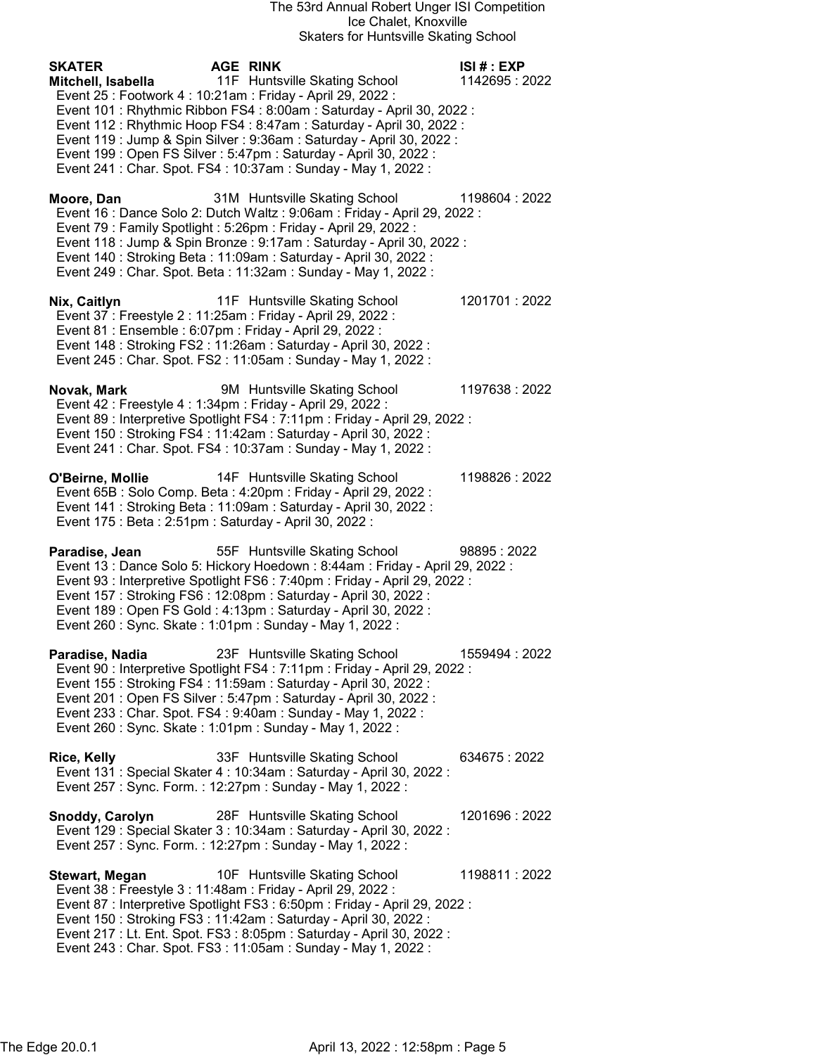The 53rd Annual Robert Unger ISI Competition
Ice Chalet, Knoxville
Skaters for Huntsville Skating School

| SKATER | AGE | RINK | ISI # : EXP |
|---|---|---|---|

**Mitchell, Isabella** 11F Huntsville Skating School 1142695 : 2022
Event 25 : Footwork 4 : 10:21am : Friday - April 29, 2022 :
Event 101 : Rhythmic Ribbon FS4 : 8:00am : Saturday - April 30, 2022 :
Event 112 : Rhythmic Hoop FS4 : 8:47am : Saturday - April 30, 2022 :
Event 119 : Jump & Spin Silver : 9:36am : Saturday - April 30, 2022 :
Event 199 : Open FS Silver : 5:47pm : Saturday - April 30, 2022 :
Event 241 : Char. Spot. FS4 : 10:37am : Sunday - May 1, 2022 :

**Moore, Dan** 31M Huntsville Skating School 1198604 : 2022
Event 16 : Dance Solo 2: Dutch Waltz : 9:06am : Friday - April 29, 2022 :
Event 79 : Family Spotlight : 5:26pm : Friday - April 29, 2022 :
Event 118 : Jump & Spin Bronze : 9:17am : Saturday - April 30, 2022 :
Event 140 : Stroking Beta : 11:09am : Saturday - April 30, 2022 :
Event 249 : Char. Spot. Beta : 11:32am : Sunday - May 1, 2022 :

**Nix, Caitlyn** 11F Huntsville Skating School 1201701 : 2022
Event 37 : Freestyle 2 : 11:25am : Friday - April 29, 2022 :
Event 81 : Ensemble : 6:07pm : Friday - April 29, 2022 :
Event 148 : Stroking FS2 : 11:26am : Saturday - April 30, 2022 :
Event 245 : Char. Spot. FS2 : 11:05am : Sunday - May 1, 2022 :

**Novak, Mark** 9M Huntsville Skating School 1197638 : 2022
Event 42 : Freestyle 4 : 1:34pm : Friday - April 29, 2022 :
Event 89 : Interpretive Spotlight FS4 : 7:11pm : Friday - April 29, 2022 :
Event 150 : Stroking FS4 : 11:42am : Saturday - April 30, 2022 :
Event 241 : Char. Spot. FS4 : 10:37am : Sunday - May 1, 2022 :

**O'Beirne, Mollie** 14F Huntsville Skating School 1198826 : 2022
Event 65B : Solo Comp. Beta : 4:20pm : Friday - April 29, 2022 :
Event 141 : Stroking Beta : 11:09am : Saturday - April 30, 2022 :
Event 175 : Beta : 2:51pm : Saturday - April 30, 2022 :

**Paradise, Jean** 55F Huntsville Skating School 98895 : 2022
Event 13 : Dance Solo 5: Hickory Hoedown : 8:44am : Friday - April 29, 2022 :
Event 93 : Interpretive Spotlight FS6 : 7:40pm : Friday - April 29, 2022 :
Event 157 : Stroking FS6 : 12:08pm : Saturday - April 30, 2022 :
Event 189 : Open FS Gold : 4:13pm : Saturday - April 30, 2022 :
Event 260 : Sync. Skate : 1:01pm : Sunday - May 1, 2022 :

**Paradise, Nadia** 23F Huntsville Skating School 1559494 : 2022
Event 90 : Interpretive Spotlight FS4 : 7:11pm : Friday - April 29, 2022 :
Event 155 : Stroking FS4 : 11:59am : Saturday - April 30, 2022 :
Event 201 : Open FS Silver : 5:47pm : Saturday - April 30, 2022 :
Event 233 : Char. Spot. FS4 : 9:40am : Sunday - May 1, 2022 :
Event 260 : Sync. Skate : 1:01pm : Sunday - May 1, 2022 :

**Rice, Kelly** 33F Huntsville Skating School 634675 : 2022
Event 131 : Special Skater 4 : 10:34am : Saturday - April 30, 2022 :
Event 257 : Sync. Form. : 12:27pm : Sunday - May 1, 2022 :

**Snoddy, Carolyn** 28F Huntsville Skating School 1201696 : 2022
Event 129 : Special Skater 3 : 10:34am : Saturday - April 30, 2022 :
Event 257 : Sync. Form. : 12:27pm : Sunday - May 1, 2022 :

**Stewart, Megan** 10F Huntsville Skating School 1198811 : 2022
Event 38 : Freestyle 3 : 11:48am : Friday - April 29, 2022 :
Event 87 : Interpretive Spotlight FS3 : 6:50pm : Friday - April 29, 2022 :
Event 150 : Stroking FS3 : 11:42am : Saturday - April 30, 2022 :
Event 217 : Lt. Ent. Spot. FS3 : 8:05pm : Saturday - April 30, 2022 :
Event 243 : Char. Spot. FS3 : 11:05am : Sunday - May 1, 2022 :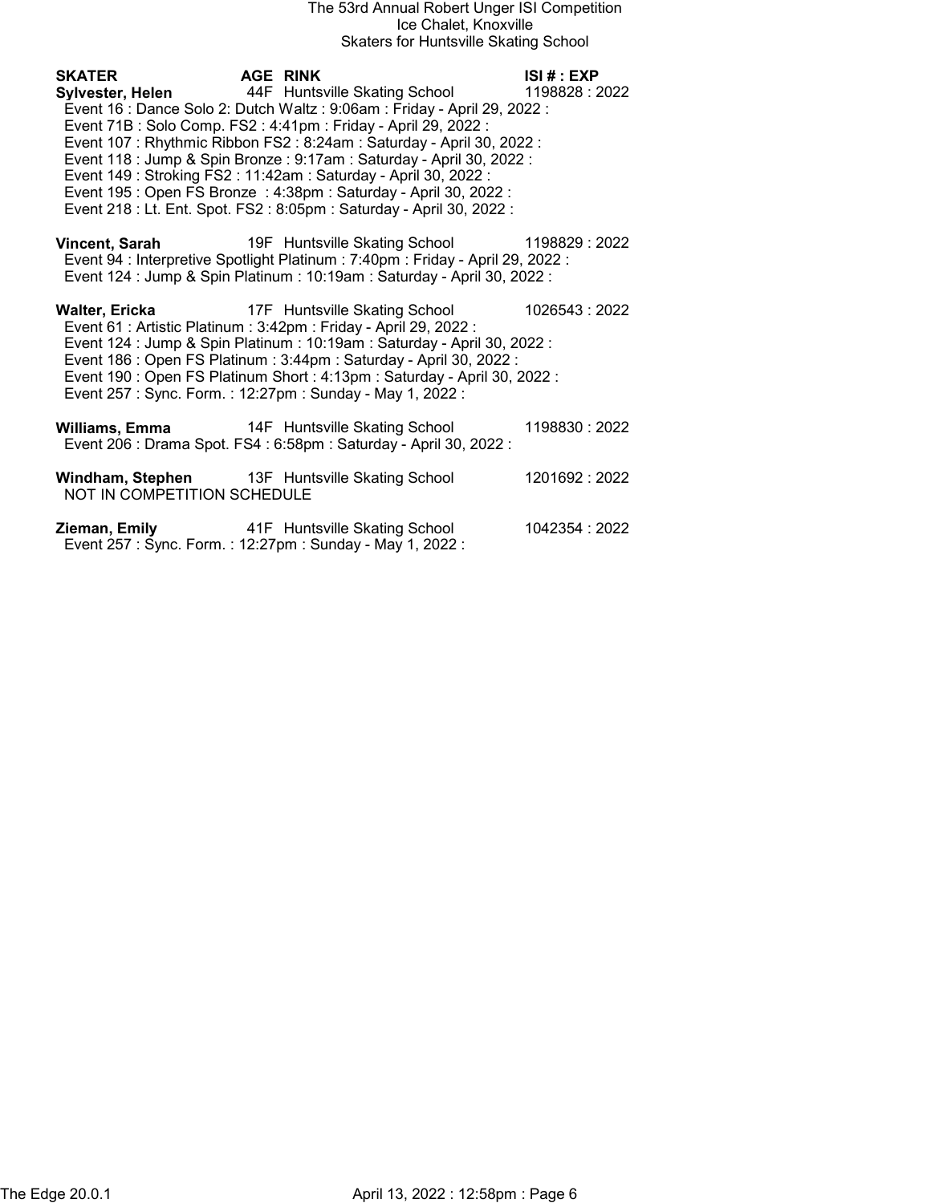The 53rd Annual Robert Unger ISI Competition
Ice Chalet, Knoxville
Skaters for Huntsville Skating School

| SKATER | AGE | RINK | ISI # : EXP |
|---|---|---|---|
| **Sylvester, Helen** | 44F | Huntsville Skating School | 1198828 : 2022 |

Event 16 : Dance Solo 2: Dutch Waltz : 9:06am : Friday - April 29, 2022 :
Event 71B : Solo Comp. FS2 : 4:41pm : Friday - April 29, 2022 :
Event 107 : Rhythmic Ribbon FS2 : 8:24am : Saturday - April 30, 2022 :
Event 118 : Jump & Spin Bronze : 9:17am : Saturday - April 30, 2022 :
Event 149 : Stroking FS2 : 11:42am : Saturday - April 30, 2022 :
Event 195 : Open FS Bronze : 4:38pm : Saturday - April 30, 2022 :
Event 218 : Lt. Ent. Spot. FS2 : 8:05pm : Saturday - April 30, 2022 :

| | | | |
|---|---|---|---|
| **Vincent, Sarah** | 19F | Huntsville Skating School | 1198829 : 2022 |

Event 94 : Interpretive Spotlight Platinum : 7:40pm : Friday - April 29, 2022 :
Event 124 : Jump & Spin Platinum : 10:19am : Saturday - April 30, 2022 :

| | | | |
|---|---|---|---|
| **Walter, Ericka** | 17F | Huntsville Skating School | 1026543 : 2022 |

Event 61 : Artistic Platinum : 3:42pm : Friday - April 29, 2022 :
Event 124 : Jump & Spin Platinum : 10:19am : Saturday - April 30, 2022 :
Event 186 : Open FS Platinum : 3:44pm : Saturday - April 30, 2022 :
Event 190 : Open FS Platinum Short : 4:13pm : Saturday - April 30, 2022 :
Event 257 : Sync. Form. : 12:27pm : Sunday - May 1, 2022 :

| | | | |
|---|---|---|---|
| **Williams, Emma** | 14F | Huntsville Skating School | 1198830 : 2022 |

Event 206 : Drama Spot. FS4 : 6:58pm : Saturday - April 30, 2022 :

| | | | |
|---|---|---|---|
| **Windham, Stephen** | 13F | Huntsville Skating School | 1201692 : 2022 |

NOT IN COMPETITION SCHEDULE

| | | | |
|---|---|---|---|
| **Zieman, Emily** | 41F | Huntsville Skating School | 1042354 : 2022 |

Event 257 : Sync. Form. : 12:27pm : Sunday - May 1, 2022 :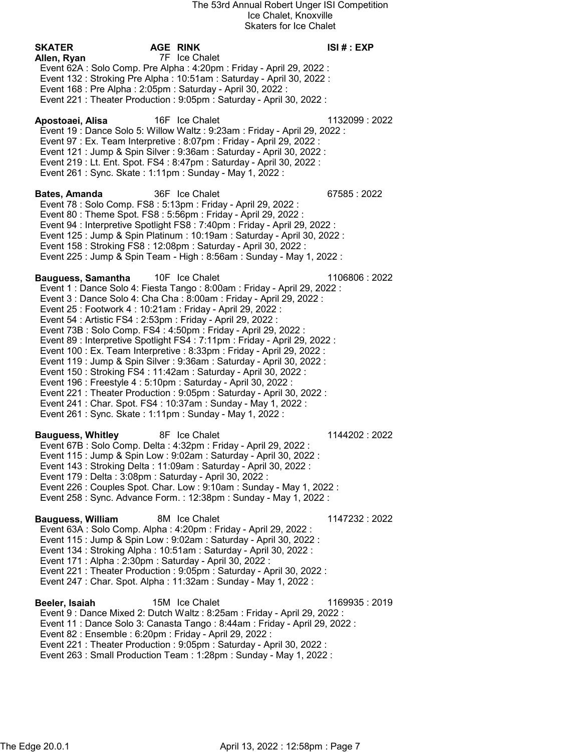The 53rd Annual Robert Unger ISI Competition
Ice Chalet, Knoxville
Skaters for Ice Chalet

| SKATER | AGE | RINK | ISI # : EXP |
|---|---|---|---|

**Allen, Ryan** 7F Ice Chalet

- Event 62A : Solo Comp. Pre Alpha : 4:20pm : Friday - April 29, 2022 :
- Event 132 : Stroking Pre Alpha : 10:51am : Saturday - April 30, 2022 :
- Event 168 : Pre Alpha : 2:05pm : Saturday - April 30, 2022 :
- Event 221 : Theater Production : 9:05pm : Saturday - April 30, 2022 :

**Apostoaei, Alisa** 16F Ice Chalet 1132099 : 2022

- Event 19 : Dance Solo 5: Willow Waltz : 9:23am : Friday - April 29, 2022 :
- Event 97 : Ex. Team Interpretive : 8:07pm : Friday - April 29, 2022 :
- Event 121 : Jump & Spin Silver : 9:36am : Saturday - April 30, 2022 :
- Event 219 : Lt. Ent. Spot. FS4 : 8:47pm : Saturday - April 30, 2022 :
- Event 261 : Sync. Skate : 1:11pm : Sunday - May 1, 2022 :

**Bates, Amanda** 36F Ice Chalet 67585 : 2022

- Event 78 : Solo Comp. FS8 : 5:13pm : Friday - April 29, 2022 :
- Event 80 : Theme Spot. FS8 : 5:56pm : Friday - April 29, 2022 :
- Event 94 : Interpretive Spotlight FS8 : 7:40pm : Friday - April 29, 2022 :
- Event 125 : Jump & Spin Platinum : 10:19am : Saturday - April 30, 2022 :
- Event 158 : Stroking FS8 : 12:08pm : Saturday - April 30, 2022 :
- Event 225 : Jump & Spin Team - High : 8:56am : Sunday - May 1, 2022 :

**Bauguess, Samantha** 10F Ice Chalet 1106806 : 2022

- Event 1 : Dance Solo 4: Fiesta Tango : 8:00am : Friday - April 29, 2022 :
- Event 3 : Dance Solo 4: Cha Cha : 8:00am : Friday - April 29, 2022 :
- Event 25 : Footwork 4 : 10:21am : Friday - April 29, 2022 :
- Event 54 : Artistic FS4 : 2:53pm : Friday - April 29, 2022 :
- Event 73B : Solo Comp. FS4 : 4:50pm : Friday - April 29, 2022 :
- Event 89 : Interpretive Spotlight FS4 : 7:11pm : Friday - April 29, 2022 :
- Event 100 : Ex. Team Interpretive : 8:33pm : Friday - April 29, 2022 :
- Event 119 : Jump & Spin Silver : 9:36am : Saturday - April 30, 2022 :
- Event 150 : Stroking FS4 : 11:42am : Saturday - April 30, 2022 :
- Event 196 : Freestyle 4 : 5:10pm : Saturday - April 30, 2022 :
- Event 221 : Theater Production : 9:05pm : Saturday - April 30, 2022 :
- Event 241 : Char. Spot. FS4 : 10:37am : Sunday - May 1, 2022 :
- Event 261 : Sync. Skate : 1:11pm : Sunday - May 1, 2022 :

**Bauguess, Whitley** 8F Ice Chalet 1144202 : 2022

- Event 67B : Solo Comp. Delta : 4:32pm : Friday - April 29, 2022 :
- Event 115 : Jump & Spin Low : 9:02am : Saturday - April 30, 2022 :
- Event 143 : Stroking Delta : 11:09am : Saturday - April 30, 2022 :
- Event 179 : Delta : 3:08pm : Saturday - April 30, 2022 :
- Event 226 : Couples Spot. Char. Low : 9:10am : Sunday - May 1, 2022 :
- Event 258 : Sync. Advance Form. : 12:38pm : Sunday - May 1, 2022 :

**Bauguess, William** 8M Ice Chalet 1147232 : 2022

- Event 63A : Solo Comp. Alpha : 4:20pm : Friday - April 29, 2022 :
- Event 115 : Jump & Spin Low : 9:02am : Saturday - April 30, 2022 :
- Event 134 : Stroking Alpha : 10:51am : Saturday - April 30, 2022 :
- Event 171 : Alpha : 2:30pm : Saturday - April 30, 2022 :
- Event 221 : Theater Production : 9:05pm : Saturday - April 30, 2022 :
- Event 247 : Char. Spot. Alpha : 11:32am : Sunday - May 1, 2022 :

**Beeler, Isaiah** 15M Ice Chalet 1169935 : 2019

- Event 9 : Dance Mixed 2: Dutch Waltz : 8:25am : Friday - April 29, 2022 :
- Event 11 : Dance Solo 3: Canasta Tango : 8:44am : Friday - April 29, 2022 :
- Event 82 : Ensemble : 6:20pm : Friday - April 29, 2022 :
- Event 221 : Theater Production : 9:05pm : Saturday - April 30, 2022 :
- Event 263 : Small Production Team : 1:28pm : Sunday - May 1, 2022 :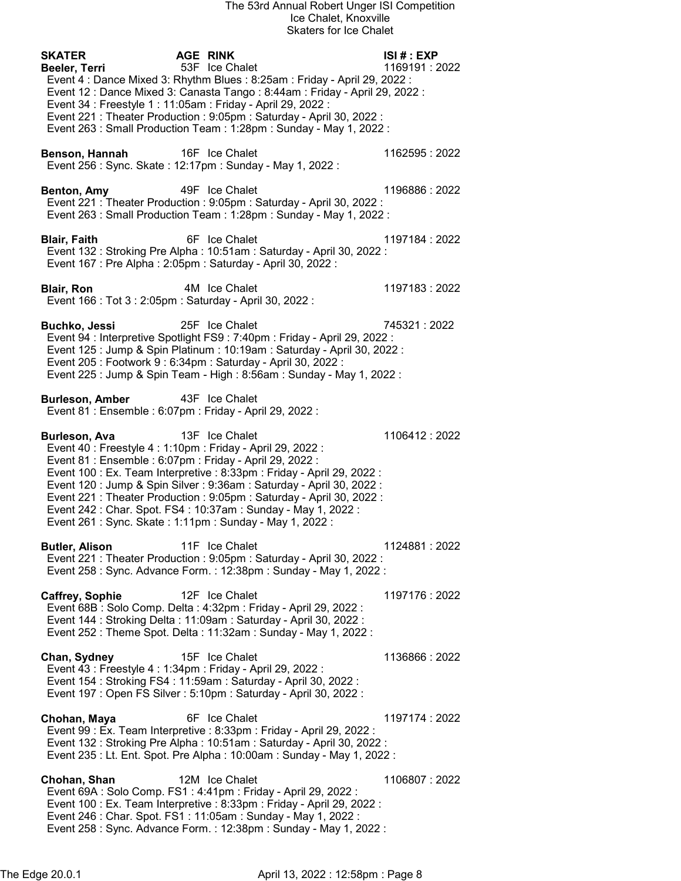# The 53rd Annual Robert Unger ISI Competition

Ice Chalet, Knoxville

Skaters for Ice Chalet

| SKATER | AGE | RINK | ISI # : EXP |
|---|---|---|---|
| **Beeler, Terri** | 53F | Ice Chalet | 1169191 : 2022 |

Event 4 : Dance Mixed 3: Rhythm Blues : 8:25am : Friday - April 29, 2022 :
Event 12 : Dance Mixed 3: Canasta Tango : 8:44am : Friday - April 29, 2022 :
Event 34 : Freestyle 1 : 11:05am : Friday - April 29, 2022 :
Event 221 : Theater Production : 9:05pm : Saturday - April 30, 2022 :
Event 263 : Small Production Team : 1:28pm : Sunday - May 1, 2022 :

**Benson, Hannah** 16F Ice Chalet 1162595 : 2022
Event 256 : Sync. Skate : 12:17pm : Sunday - May 1, 2022 :

**Benton, Amy** 49F Ice Chalet 1196886 : 2022
Event 221 : Theater Production : 9:05pm : Saturday - April 30, 2022 :
Event 263 : Small Production Team : 1:28pm : Sunday - May 1, 2022 :

**Blair, Faith** 6F Ice Chalet 1197184 : 2022
Event 132 : Stroking Pre Alpha : 10:51am : Saturday - April 30, 2022 :
Event 167 : Pre Alpha : 2:05pm : Saturday - April 30, 2022 :

**Blair, Ron** 4M Ice Chalet 1197183 : 2022
Event 166 : Tot 3 : 2:05pm : Saturday - April 30, 2022 :

**Buchko, Jessi** 25F Ice Chalet 745321 : 2022
Event 94 : Interpretive Spotlight FS9 : 7:40pm : Friday - April 29, 2022 :
Event 125 : Jump & Spin Platinum : 10:19am : Saturday - April 30, 2022 :
Event 205 : Footwork 9 : 6:34pm : Saturday - April 30, 2022 :
Event 225 : Jump & Spin Team - High : 8:56am : Sunday - May 1, 2022 :

**Burleson, Amber** 43F Ice Chalet
Event 81 : Ensemble : 6:07pm : Friday - April 29, 2022 :

**Burleson, Ava** 13F Ice Chalet 1106412 : 2022
Event 40 : Freestyle 4 : 1:10pm : Friday - April 29, 2022 :
Event 81 : Ensemble : 6:07pm : Friday - April 29, 2022 :
Event 100 : Ex. Team Interpretive : 8:33pm : Friday - April 29, 2022 :
Event 120 : Jump & Spin Silver : 9:36am : Saturday - April 30, 2022 :
Event 221 : Theater Production : 9:05pm : Saturday - April 30, 2022 :
Event 242 : Char. Spot. FS4 : 10:37am : Sunday - May 1, 2022 :
Event 261 : Sync. Skate : 1:11pm : Sunday - May 1, 2022 :

**Butler, Alison** 11F Ice Chalet 1124881 : 2022
Event 221 : Theater Production : 9:05pm : Saturday - April 30, 2022 :
Event 258 : Sync. Advance Form. : 12:38pm : Sunday - May 1, 2022 :

**Caffrey, Sophie** 12F Ice Chalet 1197176 : 2022
Event 68B : Solo Comp. Delta : 4:32pm : Friday - April 29, 2022 :
Event 144 : Stroking Delta : 11:09am : Saturday - April 30, 2022 :
Event 252 : Theme Spot. Delta : 11:32am : Sunday - May 1, 2022 :

**Chan, Sydney** 15F Ice Chalet 1136866 : 2022
Event 43 : Freestyle 4 : 1:34pm : Friday - April 29, 2022 :
Event 154 : Stroking FS4 : 11:59am : Saturday - April 30, 2022 :
Event 197 : Open FS Silver : 5:10pm : Saturday - April 30, 2022 :

**Chohan, Maya** 6F Ice Chalet 1197174 : 2022
Event 99 : Ex. Team Interpretive : 8:33pm : Friday - April 29, 2022 :
Event 132 : Stroking Pre Alpha : 10:51am : Saturday - April 30, 2022 :
Event 235 : Lt. Ent. Spot. Pre Alpha : 10:00am : Sunday - May 1, 2022 :

**Chohan, Shan** 12M Ice Chalet 1106807 : 2022
Event 69A : Solo Comp. FS1 : 4:41pm : Friday - April 29, 2022 :
Event 100 : Ex. Team Interpretive : 8:33pm : Friday - April 29, 2022 :
Event 246 : Char. Spot. FS1 : 11:05am : Sunday - May 1, 2022 :
Event 258 : Sync. Advance Form. : 12:38pm : Sunday - May 1, 2022 :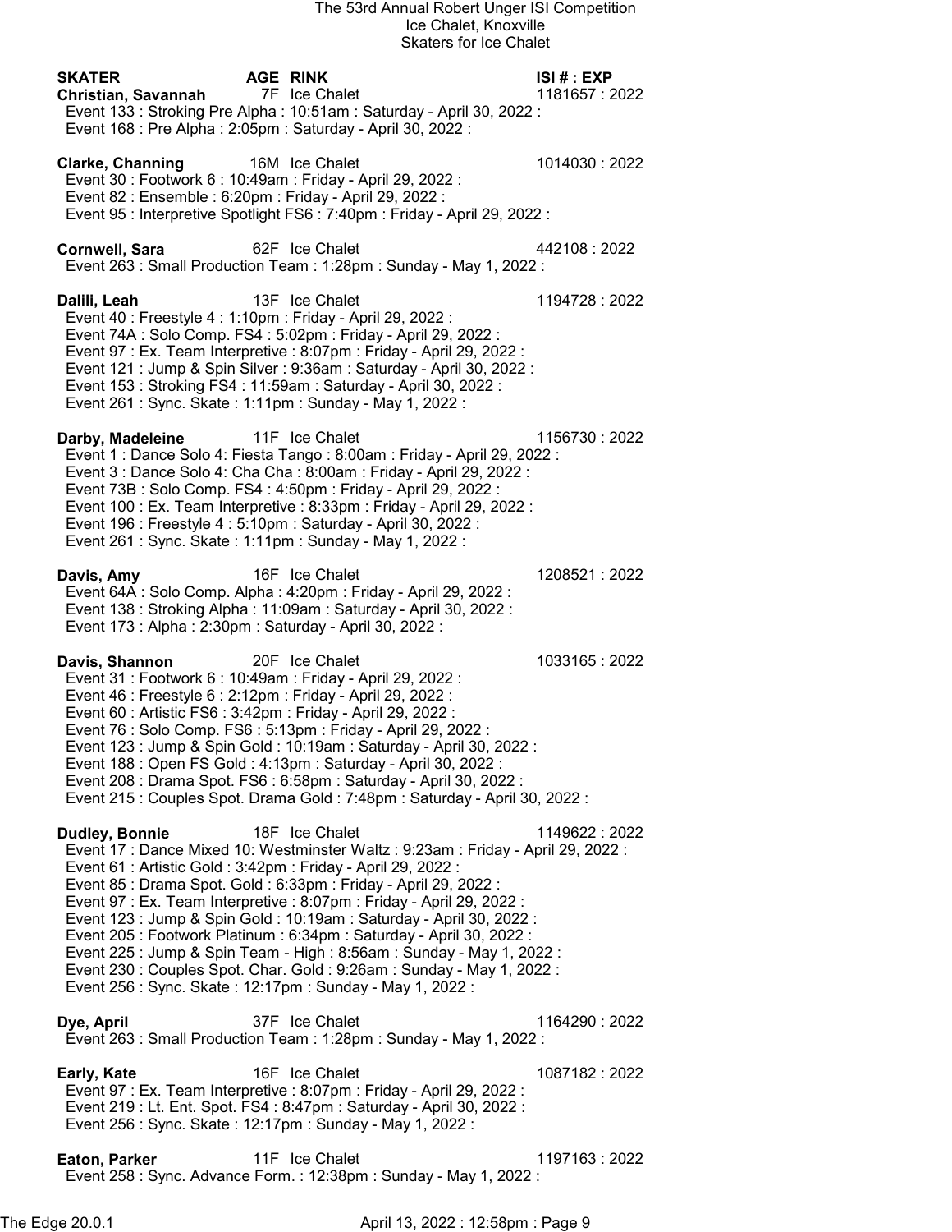The 53rd Annual Robert Unger ISI Competition
Ice Chalet, Knoxville
Skaters for Ice Chalet

**SKATER** **AGE** **RINK** **ISI # : EXP**

**Christian, Savannah** 7F Ice Chalet 1181657 : 2022
Event 133 : Stroking Pre Alpha : 10:51am : Saturday - April 30, 2022 :
Event 168 : Pre Alpha : 2:05pm : Saturday - April 30, 2022 :

**Clarke, Channing** 16M Ice Chalet 1014030 : 2022
Event 30 : Footwork 6 : 10:49am : Friday - April 29, 2022 :
Event 82 : Ensemble : 6:20pm : Friday - April 29, 2022 :
Event 95 : Interpretive Spotlight FS6 : 7:40pm : Friday - April 29, 2022 :

**Cornwell, Sara** 62F Ice Chalet 442108 : 2022
Event 263 : Small Production Team : 1:28pm : Sunday - May 1, 2022 :

**Dalili, Leah** 13F Ice Chalet 1194728 : 2022
Event 40 : Freestyle 4 : 1:10pm : Friday - April 29, 2022 :
Event 74A : Solo Comp. FS4 : 5:02pm : Friday - April 29, 2022 :
Event 97 : Ex. Team Interpretive : 8:07pm : Friday - April 29, 2022 :
Event 121 : Jump & Spin Silver : 9:36am : Saturday - April 30, 2022 :
Event 153 : Stroking FS4 : 11:59am : Saturday - April 30, 2022 :
Event 261 : Sync. Skate : 1:11pm : Sunday - May 1, 2022 :

**Darby, Madeleine** 11F Ice Chalet 1156730 : 2022
Event 1 : Dance Solo 4: Fiesta Tango : 8:00am : Friday - April 29, 2022 :
Event 3 : Dance Solo 4: Cha Cha : 8:00am : Friday - April 29, 2022 :
Event 73B : Solo Comp. FS4 : 4:50pm : Friday - April 29, 2022 :
Event 100 : Ex. Team Interpretive : 8:33pm : Friday - April 29, 2022 :
Event 196 : Freestyle 4 : 5:10pm : Saturday - April 30, 2022 :
Event 261 : Sync. Skate : 1:11pm : Sunday - May 1, 2022 :

**Davis, Amy** 16F Ice Chalet 1208521 : 2022
Event 64A : Solo Comp. Alpha : 4:20pm : Friday - April 29, 2022 :
Event 138 : Stroking Alpha : 11:09am : Saturday - April 30, 2022 :
Event 173 : Alpha : 2:30pm : Saturday - April 30, 2022 :

**Davis, Shannon** 20F Ice Chalet 1033165 : 2022
Event 31 : Footwork 6 : 10:49am : Friday - April 29, 2022 :
Event 46 : Freestyle 6 : 2:12pm : Friday - April 29, 2022 :
Event 60 : Artistic FS6 : 3:42pm : Friday - April 29, 2022 :
Event 76 : Solo Comp. FS6 : 5:13pm : Friday - April 29, 2022 :
Event 123 : Jump & Spin Gold : 10:19am : Saturday - April 30, 2022 :
Event 188 : Open FS Gold : 4:13pm : Saturday - April 30, 2022 :
Event 208 : Drama Spot. FS6 : 6:58pm : Saturday - April 30, 2022 :
Event 215 : Couples Spot. Drama Gold : 7:48pm : Saturday - April 30, 2022 :

**Dudley, Bonnie** 18F Ice Chalet 1149622 : 2022
Event 17 : Dance Mixed 10: Westminster Waltz : 9:23am : Friday - April 29, 2022 :
Event 61 : Artistic Gold : 3:42pm : Friday - April 29, 2022 :
Event 85 : Drama Spot. Gold : 6:33pm : Friday - April 29, 2022 :
Event 97 : Ex. Team Interpretive : 8:07pm : Friday - April 29, 2022 :
Event 123 : Jump & Spin Gold : 10:19am : Saturday - April 30, 2022 :
Event 205 : Footwork Platinum : 6:34pm : Saturday - April 30, 2022 :
Event 225 : Jump & Spin Team - High : 8:56am : Sunday - May 1, 2022 :
Event 230 : Couples Spot. Char. Gold : 9:26am : Sunday - May 1, 2022 :
Event 256 : Sync. Skate : 12:17pm : Sunday - May 1, 2022 :

**Dye, April** 37F Ice Chalet 1164290 : 2022
Event 263 : Small Production Team : 1:28pm : Sunday - May 1, 2022 :

**Early, Kate** 16F Ice Chalet 1087182 : 2022
Event 97 : Ex. Team Interpretive : 8:07pm : Friday - April 29, 2022 :
Event 219 : Lt. Ent. Spot. FS4 : 8:47pm : Saturday - April 30, 2022 :
Event 256 : Sync. Skate : 12:17pm : Sunday - May 1, 2022 :

**Eaton, Parker** 11F Ice Chalet 1197163 : 2022
Event 258 : Sync. Advance Form. : 12:38pm : Sunday - May 1, 2022 :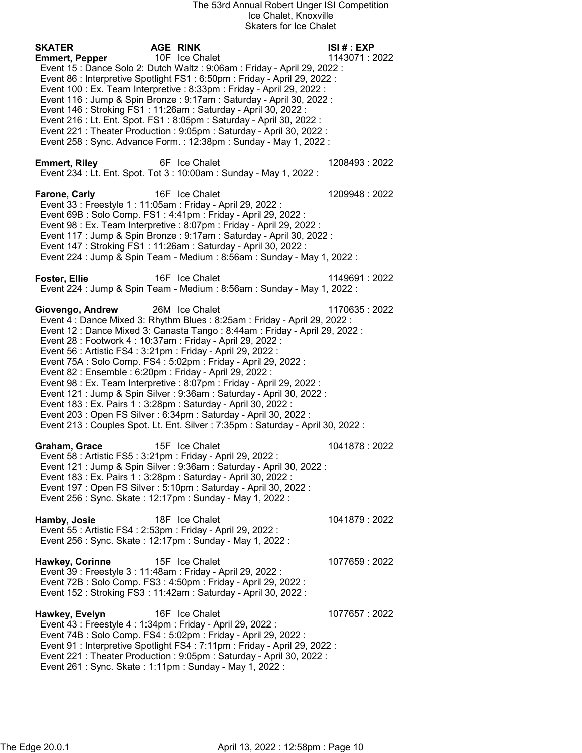The 53rd Annual Robert Unger ISI Competition
Ice Chalet, Knoxville
Skaters for Ice Chalet

| SKATER | AGE | RINK | ISI # : EXP |
|---|---|---|---|

**Emmert, Pepper** 10F Ice Chalet 1143071 : 2022
- Event 15 : Dance Solo 2: Dutch Waltz : 9:06am : Friday - April 29, 2022 :
- Event 86 : Interpretive Spotlight FS1 : 6:50pm : Friday - April 29, 2022 :
- Event 100 : Ex. Team Interpretive : 8:33pm : Friday - April 29, 2022 :
- Event 116 : Jump & Spin Bronze : 9:17am : Saturday - April 30, 2022 :
- Event 146 : Stroking FS1 : 11:26am : Saturday - April 30, 2022 :
- Event 216 : Lt. Ent. Spot. FS1 : 8:05pm : Saturday - April 30, 2022 :
- Event 221 : Theater Production : 9:05pm : Saturday - April 30, 2022 :
- Event 258 : Sync. Advance Form. : 12:38pm : Sunday - May 1, 2022 :

**Emmert, Riley** 6F Ice Chalet 1208493 : 2022
- Event 234 : Lt. Ent. Spot. Tot 3 : 10:00am : Sunday - May 1, 2022 :

**Farone, Carly** 16F Ice Chalet 1209948 : 2022
- Event 33 : Freestyle 1 : 11:05am : Friday - April 29, 2022 :
- Event 69B : Solo Comp. FS1 : 4:41pm : Friday - April 29, 2022 :
- Event 98 : Ex. Team Interpretive : 8:07pm : Friday - April 29, 2022 :
- Event 117 : Jump & Spin Bronze : 9:17am : Saturday - April 30, 2022 :
- Event 147 : Stroking FS1 : 11:26am : Saturday - April 30, 2022 :
- Event 224 : Jump & Spin Team - Medium : 8:56am : Sunday - May 1, 2022 :

**Foster, Ellie** 16F Ice Chalet 1149691 : 2022
- Event 224 : Jump & Spin Team - Medium : 8:56am : Sunday - May 1, 2022 :

**Giovengo, Andrew** 26M Ice Chalet 1170635 : 2022
- Event 4 : Dance Mixed 3: Rhythm Blues : 8:25am : Friday - April 29, 2022 :
- Event 12 : Dance Mixed 3: Canasta Tango : 8:44am : Friday - April 29, 2022 :
- Event 28 : Footwork 4 : 10:37am : Friday - April 29, 2022 :
- Event 56 : Artistic FS4 : 3:21pm : Friday - April 29, 2022 :
- Event 75A : Solo Comp. FS4 : 5:02pm : Friday - April 29, 2022 :
- Event 82 : Ensemble : 6:20pm : Friday - April 29, 2022 :
- Event 98 : Ex. Team Interpretive : 8:07pm : Friday - April 29, 2022 :
- Event 121 : Jump & Spin Silver : 9:36am : Saturday - April 30, 2022 :
- Event 183 : Ex. Pairs 1 : 3:28pm : Saturday - April 30, 2022 :
- Event 203 : Open FS Silver : 6:34pm : Saturday - April 30, 2022 :
- Event 213 : Couples Spot. Lt. Ent. Silver : 7:35pm : Saturday - April 30, 2022 :

**Graham, Grace** 15F Ice Chalet 1041878 : 2022
- Event 58 : Artistic FS5 : 3:21pm : Friday - April 29, 2022 :
- Event 121 : Jump & Spin Silver : 9:36am : Saturday - April 30, 2022 :
- Event 183 : Ex. Pairs 1 : 3:28pm : Saturday - April 30, 2022 :
- Event 197 : Open FS Silver : 5:10pm : Saturday - April 30, 2022 :
- Event 256 : Sync. Skate : 12:17pm : Sunday - May 1, 2022 :

**Hamby, Josie** 18F Ice Chalet 1041879 : 2022
- Event 55 : Artistic FS4 : 2:53pm : Friday - April 29, 2022 :
- Event 256 : Sync. Skate : 12:17pm : Sunday - May 1, 2022 :

**Hawkey, Corinne** 15F Ice Chalet 1077659 : 2022
- Event 39 : Freestyle 3 : 11:48am : Friday - April 29, 2022 :
- Event 72B : Solo Comp. FS3 : 4:50pm : Friday - April 29, 2022 :
- Event 152 : Stroking FS3 : 11:42am : Saturday - April 30, 2022 :

**Hawkey, Evelyn** 16F Ice Chalet 1077657 : 2022
- Event 43 : Freestyle 4 : 1:34pm : Friday - April 29, 2022 :
- Event 74B : Solo Comp. FS4 : 5:02pm : Friday - April 29, 2022 :
- Event 91 : Interpretive Spotlight FS4 : 7:11pm : Friday - April 29, 2022 :
- Event 221 : Theater Production : 9:05pm : Saturday - April 30, 2022 :
- Event 261 : Sync. Skate : 1:11pm : Sunday - May 1, 2022 :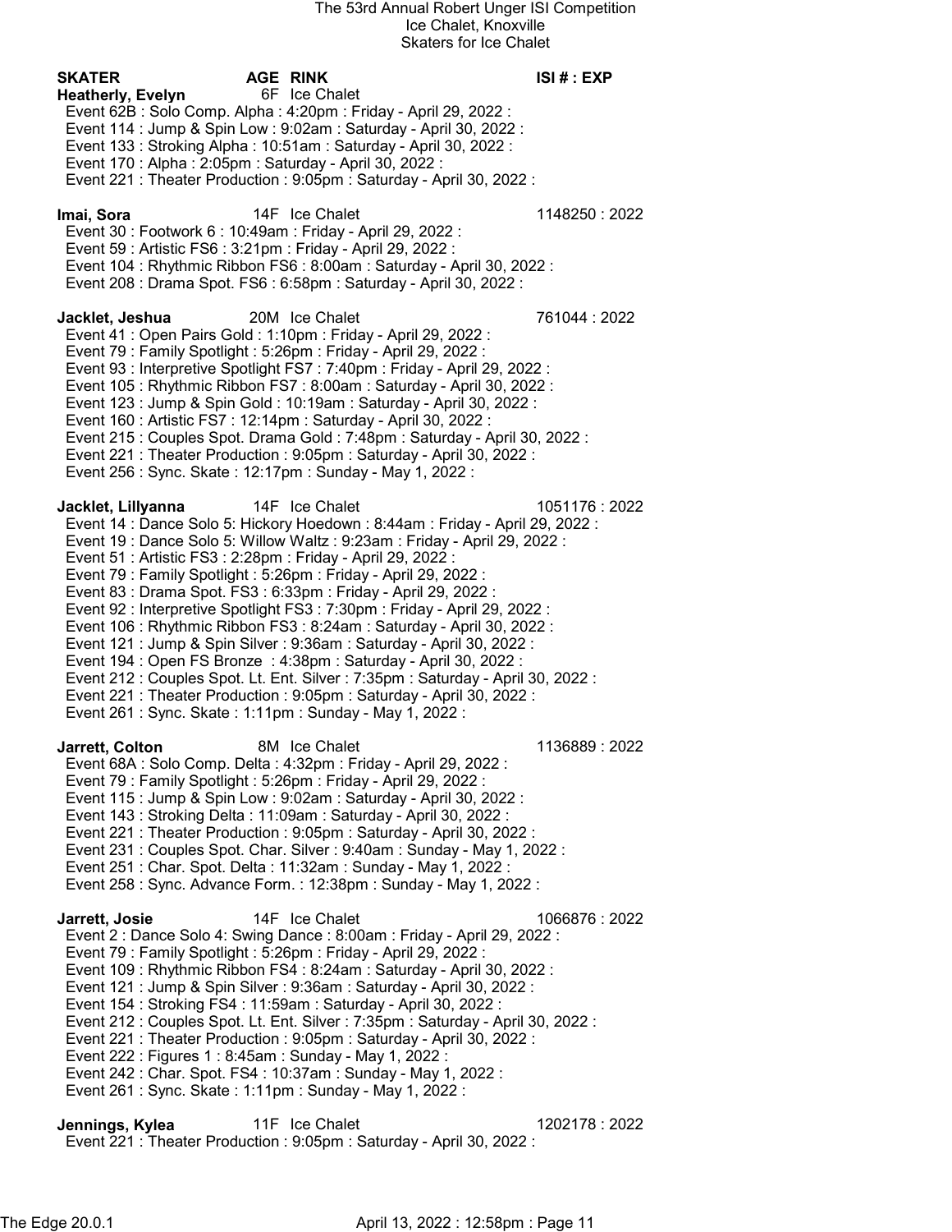# The 53rd Annual Robert Unger ISI Competition
Ice Chalet, Knoxville
Skaters for Ice Chalet

| SKATER | AGE | RINK | ISI # : EXP |
|---|---|---|---|
| **Heatherly, Evelyn** | 6F | Ice Chalet | |

Event 62B : Solo Comp. Alpha : 4:20pm : Friday - April 29, 2022 :
Event 114 : Jump & Spin Low : 9:02am : Saturday - April 30, 2022 :
Event 133 : Stroking Alpha : 10:51am : Saturday - April 30, 2022 :
Event 170 : Alpha : 2:05pm : Saturday - April 30, 2022 :
Event 221 : Theater Production : 9:05pm : Saturday - April 30, 2022 :

| | | | |
|---|---|---|---|
| **Imai, Sora** | 14F | Ice Chalet | 1148250 : 2022 |

Event 30 : Footwork 6 : 10:49am : Friday - April 29, 2022 :
Event 59 : Artistic FS6 : 3:21pm : Friday - April 29, 2022 :
Event 104 : Rhythmic Ribbon FS6 : 8:00am : Saturday - April 30, 2022 :
Event 208 : Drama Spot. FS6 : 6:58pm : Saturday - April 30, 2022 :

| | | | |
|---|---|---|---|
| **Jacklet, Jeshua** | 20M | Ice Chalet | 761044 : 2022 |

Event 41 : Open Pairs Gold : 1:10pm : Friday - April 29, 2022 :
Event 79 : Family Spotlight : 5:26pm : Friday - April 29, 2022 :
Event 93 : Interpretive Spotlight FS7 : 7:40pm : Friday - April 29, 2022 :
Event 105 : Rhythmic Ribbon FS7 : 8:00am : Saturday - April 30, 2022 :
Event 123 : Jump & Spin Gold : 10:19am : Saturday - April 30, 2022 :
Event 160 : Artistic FS7 : 12:14pm : Saturday - April 30, 2022 :
Event 215 : Couples Spot. Drama Gold : 7:48pm : Saturday - April 30, 2022 :
Event 221 : Theater Production : 9:05pm : Saturday - April 30, 2022 :
Event 256 : Sync. Skate : 12:17pm : Sunday - May 1, 2022 :

| | | | |
|---|---|---|---|
| **Jacklet, Lillyanna** | 14F | Ice Chalet | 1051176 : 2022 |

Event 14 : Dance Solo 5: Hickory Hoedown : 8:44am : Friday - April 29, 2022 :
Event 19 : Dance Solo 5: Willow Waltz : 9:23am : Friday - April 29, 2022 :
Event 51 : Artistic FS3 : 2:28pm : Friday - April 29, 2022 :
Event 79 : Family Spotlight : 5:26pm : Friday - April 29, 2022 :
Event 83 : Drama Spot. FS3 : 6:33pm : Friday - April 29, 2022 :
Event 92 : Interpretive Spotlight FS3 : 7:30pm : Friday - April 29, 2022 :
Event 106 : Rhythmic Ribbon FS3 : 8:24am : Saturday - April 30, 2022 :
Event 121 : Jump & Spin Silver : 9:36am : Saturday - April 30, 2022 :
Event 194 : Open FS Bronze : 4:38pm : Saturday - April 30, 2022 :
Event 212 : Couples Spot. Lt. Ent. Silver : 7:35pm : Saturday - April 30, 2022 :
Event 221 : Theater Production : 9:05pm : Saturday - April 30, 2022 :
Event 261 : Sync. Skate : 1:11pm : Sunday - May 1, 2022 :

| | | | |
|---|---|---|---|
| **Jarrett, Colton** | 8M | Ice Chalet | 1136889 : 2022 |

Event 68A : Solo Comp. Delta : 4:32pm : Friday - April 29, 2022 :
Event 79 : Family Spotlight : 5:26pm : Friday - April 29, 2022 :
Event 115 : Jump & Spin Low : 9:02am : Saturday - April 30, 2022 :
Event 143 : Stroking Delta : 11:09am : Saturday - April 30, 2022 :
Event 221 : Theater Production : 9:05pm : Saturday - April 30, 2022 :
Event 231 : Couples Spot. Char. Silver : 9:40am : Sunday - May 1, 2022 :
Event 251 : Char. Spot. Delta : 11:32am : Sunday - May 1, 2022 :
Event 258 : Sync. Advance Form. : 12:38pm : Sunday - May 1, 2022 :

| | | | |
|---|---|---|---|
| **Jarrett, Josie** | 14F | Ice Chalet | 1066876 : 2022 |

Event 2 : Dance Solo 4: Swing Dance : 8:00am : Friday - April 29, 2022 :
Event 79 : Family Spotlight : 5:26pm : Friday - April 29, 2022 :
Event 109 : Rhythmic Ribbon FS4 : 8:24am : Saturday - April 30, 2022 :
Event 121 : Jump & Spin Silver : 9:36am : Saturday - April 30, 2022 :
Event 154 : Stroking FS4 : 11:59am : Saturday - April 30, 2022 :
Event 212 : Couples Spot. Lt. Ent. Silver : 7:35pm : Saturday - April 30, 2022 :
Event 221 : Theater Production : 9:05pm : Saturday - April 30, 2022 :
Event 222 : Figures 1 : 8:45am : Sunday - May 1, 2022 :
Event 242 : Char. Spot. FS4 : 10:37am : Sunday - May 1, 2022 :
Event 261 : Sync. Skate : 1:11pm : Sunday - May 1, 2022 :

| | | | |
|---|---|---|---|
| **Jennings, Kylea** | 11F | Ice Chalet | 1202178 : 2022 |

Event 221 : Theater Production : 9:05pm : Saturday - April 30, 2022 :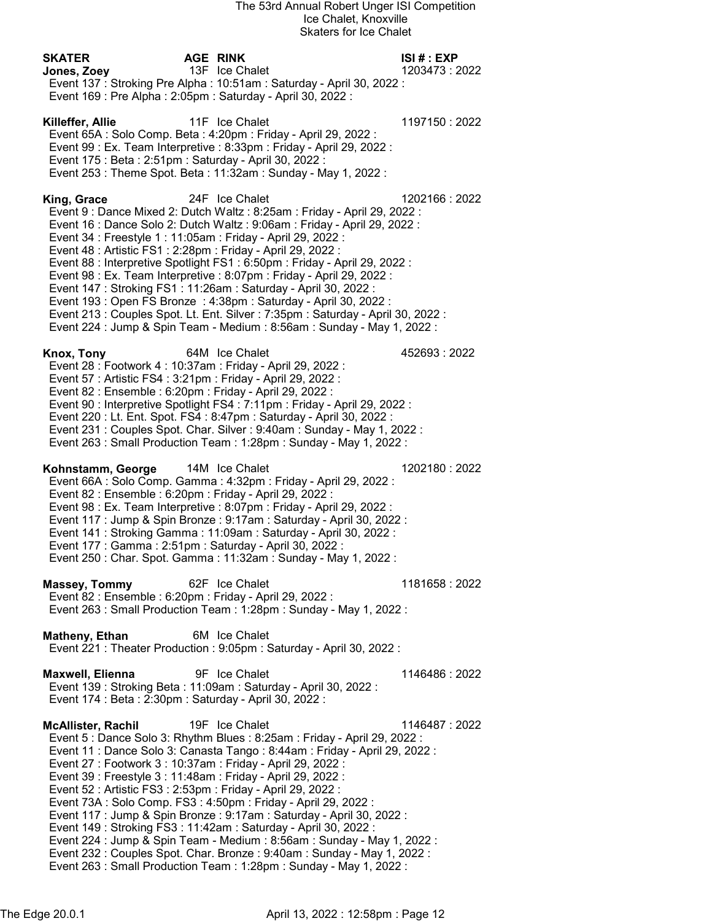# The 53rd Annual Robert Unger ISI Competition

Ice Chalet, Knoxville

Skaters for Ice Chalet

| SKATER | AGE | RINK | ISI # : EXP |
|---|---|---|---|
| **Jones, Zoey** | 13F | Ice Chalet | 1203473 : 2022 |

Event 137 : Stroking Pre Alpha : 10:51am : Saturday - April 30, 2022 :
Event 169 : Pre Alpha : 2:05pm : Saturday - April 30, 2022 :

**Killeffer, Allie** 11F Ice Chalet 1197150 : 2022

Event 65A : Solo Comp. Beta : 4:20pm : Friday - April 29, 2022 :
Event 99 : Ex. Team Interpretive : 8:33pm : Friday - April 29, 2022 :
Event 175 : Beta : 2:51pm : Saturday - April 30, 2022 :
Event 253 : Theme Spot. Beta : 11:32am : Sunday - May 1, 2022 :

**King, Grace** 24F Ice Chalet 1202166 : 2022

Event 9 : Dance Mixed 2: Dutch Waltz : 8:25am : Friday - April 29, 2022 :
Event 16 : Dance Solo 2: Dutch Waltz : 9:06am : Friday - April 29, 2022 :
Event 34 : Freestyle 1 : 11:05am : Friday - April 29, 2022 :
Event 48 : Artistic FS1 : 2:28pm : Friday - April 29, 2022 :
Event 88 : Interpretive Spotlight FS1 : 6:50pm : Friday - April 29, 2022 :
Event 98 : Ex. Team Interpretive : 8:07pm : Friday - April 29, 2022 :
Event 147 : Stroking FS1 : 11:26am : Saturday - April 30, 2022 :
Event 193 : Open FS Bronze : 4:38pm : Saturday - April 30, 2022 :
Event 213 : Couples Spot. Lt. Ent. Silver : 7:35pm : Saturday - April 30, 2022 :
Event 224 : Jump & Spin Team - Medium : 8:56am : Sunday - May 1, 2022 :

**Knox, Tony** 64M Ice Chalet 452693 : 2022

Event 28 : Footwork 4 : 10:37am : Friday - April 29, 2022 :
Event 57 : Artistic FS4 : 3:21pm : Friday - April 29, 2022 :
Event 82 : Ensemble : 6:20pm : Friday - April 29, 2022 :
Event 90 : Interpretive Spotlight FS4 : 7:11pm : Friday - April 29, 2022 :
Event 220 : Lt. Ent. Spot. FS4 : 8:47pm : Saturday - April 30, 2022 :
Event 231 : Couples Spot. Char. Silver : 9:40am : Sunday - May 1, 2022 :
Event 263 : Small Production Team : 1:28pm : Sunday - May 1, 2022 :

**Kohnstamm, George** 14M Ice Chalet 1202180 : 2022

Event 66A : Solo Comp. Gamma : 4:32pm : Friday - April 29, 2022 :
Event 82 : Ensemble : 6:20pm : Friday - April 29, 2022 :
Event 98 : Ex. Team Interpretive : 8:07pm : Friday - April 29, 2022 :
Event 117 : Jump & Spin Bronze : 9:17am : Saturday - April 30, 2022 :
Event 141 : Stroking Gamma : 11:09am : Saturday - April 30, 2022 :
Event 177 : Gamma : 2:51pm : Saturday - April 30, 2022 :
Event 250 : Char. Spot. Gamma : 11:32am : Sunday - May 1, 2022 :

**Massey, Tommy** 62F Ice Chalet 1181658 : 2022

Event 82 : Ensemble : 6:20pm : Friday - April 29, 2022 :
Event 263 : Small Production Team : 1:28pm : Sunday - May 1, 2022 :

**Matheny, Ethan** 6M Ice Chalet

Event 221 : Theater Production : 9:05pm : Saturday - April 30, 2022 :

**Maxwell, Elienna** 9F Ice Chalet 1146486 : 2022

Event 139 : Stroking Beta : 11:09am : Saturday - April 30, 2022 :
Event 174 : Beta : 2:30pm : Saturday - April 30, 2022 :

**McAllister, Rachil** 19F Ice Chalet 1146487 : 2022

Event 5 : Dance Solo 3: Rhythm Blues : 8:25am : Friday - April 29, 2022 :
Event 11 : Dance Solo 3: Canasta Tango : 8:44am : Friday - April 29, 2022 :
Event 27 : Footwork 3 : 10:37am : Friday - April 29, 2022 :
Event 39 : Freestyle 3 : 11:48am : Friday - April 29, 2022 :
Event 52 : Artistic FS3 : 2:53pm : Friday - April 29, 2022 :
Event 73A : Solo Comp. FS3 : 4:50pm : Friday - April 29, 2022 :
Event 117 : Jump & Spin Bronze : 9:17am : Saturday - April 30, 2022 :
Event 149 : Stroking FS3 : 11:42am : Saturday - April 30, 2022 :
Event 224 : Jump & Spin Team - Medium : 8:56am : Sunday - May 1, 2022 :
Event 232 : Couples Spot. Char. Bronze : 9:40am : Sunday - May 1, 2022 :
Event 263 : Small Production Team : 1:28pm : Sunday - May 1, 2022 :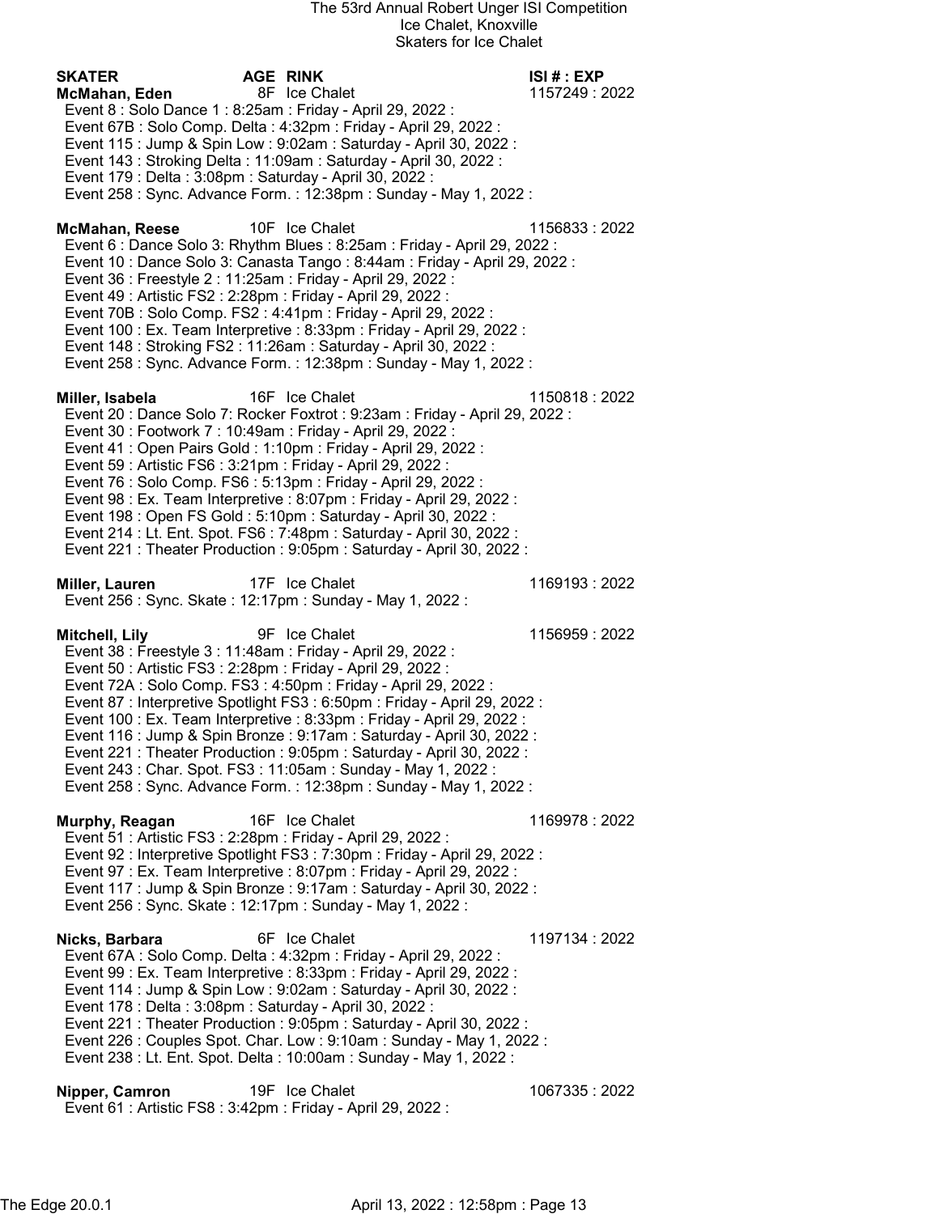# The 53rd Annual Robert Unger ISI Competition

Ice Chalet, Knoxville

Skaters for Ice Chalet

| SKATER | AGE | RINK | ISI # : EXP |
|---|---|---|---|

**McMahan, Eden** 8F Ice Chalet 1157249 : 2022

- Event 8 : Solo Dance 1 : 8:25am : Friday - April 29, 2022 :
- Event 67B : Solo Comp. Delta : 4:32pm : Friday - April 29, 2022 :
- Event 115 : Jump & Spin Low : 9:02am : Saturday - April 30, 2022 :
- Event 143 : Stroking Delta : 11:09am : Saturday - April 30, 2022 :
- Event 179 : Delta : 3:08pm : Saturday - April 30, 2022 :
- Event 258 : Sync. Advance Form. : 12:38pm : Sunday - May 1, 2022 :

**McMahan, Reese** 10F Ice Chalet 1156833 : 2022

- Event 6 : Dance Solo 3: Rhythm Blues : 8:25am : Friday - April 29, 2022 :
- Event 10 : Dance Solo 3: Canasta Tango : 8:44am : Friday - April 29, 2022 :
- Event 36 : Freestyle 2 : 11:25am : Friday - April 29, 2022 :
- Event 49 : Artistic FS2 : 2:28pm : Friday - April 29, 2022 :
- Event 70B : Solo Comp. FS2 : 4:41pm : Friday - April 29, 2022 :
- Event 100 : Ex. Team Interpretive : 8:33pm : Friday - April 29, 2022 :
- Event 148 : Stroking FS2 : 11:26am : Saturday - April 30, 2022 :
- Event 258 : Sync. Advance Form. : 12:38pm : Sunday - May 1, 2022 :

**Miller, Isabela** 16F Ice Chalet 1150818 : 2022

- Event 20 : Dance Solo 7: Rocker Foxtrot : 9:23am : Friday - April 29, 2022 :
- Event 30 : Footwork 7 : 10:49am : Friday - April 29, 2022 :
- Event 41 : Open Pairs Gold : 1:10pm : Friday - April 29, 2022 :
- Event 59 : Artistic FS6 : 3:21pm : Friday - April 29, 2022 :
- Event 76 : Solo Comp. FS6 : 5:13pm : Friday - April 29, 2022 :
- Event 98 : Ex. Team Interpretive : 8:07pm : Friday - April 29, 2022 :
- Event 198 : Open FS Gold : 5:10pm : Saturday - April 30, 2022 :
- Event 214 : Lt. Ent. Spot. FS6 : 7:48pm : Saturday - April 30, 2022 :
- Event 221 : Theater Production : 9:05pm : Saturday - April 30, 2022 :

**Miller, Lauren** 17F Ice Chalet 1169193 : 2022

- Event 256 : Sync. Skate : 12:17pm : Sunday - May 1, 2022 :

**Mitchell, Lily** 9F Ice Chalet 1156959 : 2022

- Event 38 : Freestyle 3 : 11:48am : Friday - April 29, 2022 :
- Event 50 : Artistic FS3 : 2:28pm : Friday - April 29, 2022 :
- Event 72A : Solo Comp. FS3 : 4:50pm : Friday - April 29, 2022 :
- Event 87 : Interpretive Spotlight FS3 : 6:50pm : Friday - April 29, 2022 :
- Event 100 : Ex. Team Interpretive : 8:33pm : Friday - April 29, 2022 :
- Event 116 : Jump & Spin Bronze : 9:17am : Saturday - April 30, 2022 :
- Event 221 : Theater Production : 9:05pm : Saturday - April 30, 2022 :
- Event 243 : Char. Spot. FS3 : 11:05am : Sunday - May 1, 2022 :
- Event 258 : Sync. Advance Form. : 12:38pm : Sunday - May 1, 2022 :

**Murphy, Reagan** 16F Ice Chalet 1169978 : 2022

- Event 51 : Artistic FS3 : 2:28pm : Friday - April 29, 2022 :
- Event 92 : Interpretive Spotlight FS3 : 7:30pm : Friday - April 29, 2022 :
- Event 97 : Ex. Team Interpretive : 8:07pm : Friday - April 29, 2022 :
- Event 117 : Jump & Spin Bronze : 9:17am : Saturday - April 30, 2022 :
- Event 256 : Sync. Skate : 12:17pm : Sunday - May 1, 2022 :

**Nicks, Barbara** 6F Ice Chalet 1197134 : 2022

- Event 67A : Solo Comp. Delta : 4:32pm : Friday - April 29, 2022 :
- Event 99 : Ex. Team Interpretive : 8:33pm : Friday - April 29, 2022 :
- Event 114 : Jump & Spin Low : 9:02am : Saturday - April 30, 2022 :
- Event 178 : Delta : 3:08pm : Saturday - April 30, 2022 :
- Event 221 : Theater Production : 9:05pm : Saturday - April 30, 2022 :
- Event 226 : Couples Spot. Char. Low : 9:10am : Sunday - May 1, 2022 :
- Event 238 : Lt. Ent. Spot. Delta : 10:00am : Sunday - May 1, 2022 :

**Nipper, Camron** 19F Ice Chalet 1067335 : 2022

- Event 61 : Artistic FS8 : 3:42pm : Friday - April 29, 2022 :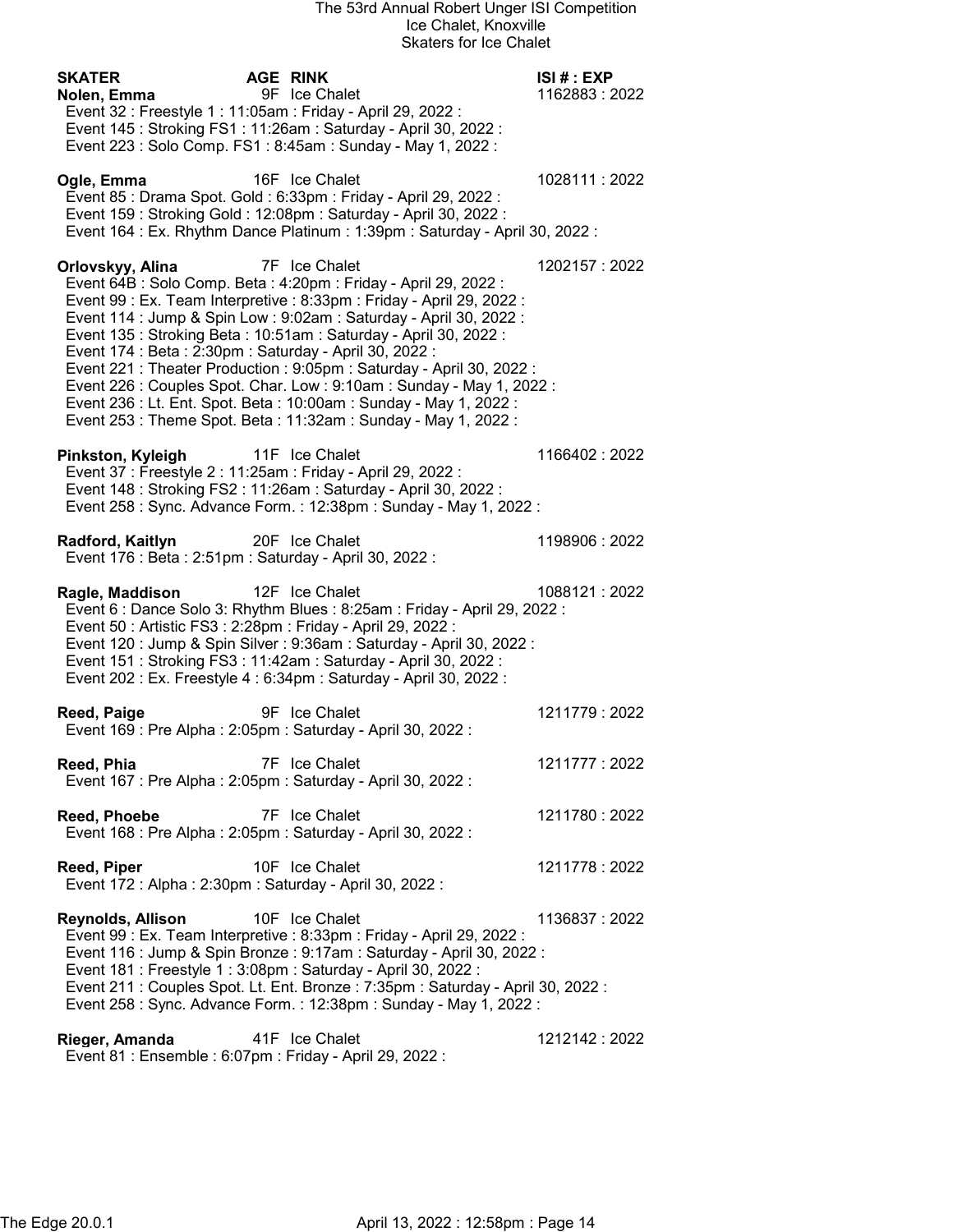The 53rd Annual Robert Unger ISI Competition
Ice Chalet, Knoxville
Skaters for Ice Chalet

| SKATER | AGE | RINK | ISI # : EXP |
|---|---|---|---|

**Nolen, Emma** 9F Ice Chalet 1162883 : 2022
- Event 32 : Freestyle 1 : 11:05am : Friday - April 29, 2022 :
- Event 145 : Stroking FS1 : 11:26am : Saturday - April 30, 2022 :
- Event 223 : Solo Comp. FS1 : 8:45am : Sunday - May 1, 2022 :

**Ogle, Emma** 16F Ice Chalet 1028111 : 2022
- Event 85 : Drama Spot. Gold : 6:33pm : Friday - April 29, 2022 :
- Event 159 : Stroking Gold : 12:08pm : Saturday - April 30, 2022 :
- Event 164 : Ex. Rhythm Dance Platinum : 1:39pm : Saturday - April 30, 2022 :

**Orlovskyy, Alina** 7F Ice Chalet 1202157 : 2022
- Event 64B : Solo Comp. Beta : 4:20pm : Friday - April 29, 2022 :
- Event 99 : Ex. Team Interpretive : 8:33pm : Friday - April 29, 2022 :
- Event 114 : Jump & Spin Low : 9:02am : Saturday - April 30, 2022 :
- Event 135 : Stroking Beta : 10:51am : Saturday - April 30, 2022 :
- Event 174 : Beta : 2:30pm : Saturday - April 30, 2022 :
- Event 221 : Theater Production : 9:05pm : Saturday - April 30, 2022 :
- Event 226 : Couples Spot. Char. Low : 9:10am : Sunday - May 1, 2022 :
- Event 236 : Lt. Ent. Spot. Beta : 10:00am : Sunday - May 1, 2022 :
- Event 253 : Theme Spot. Beta : 11:32am : Sunday - May 1, 2022 :

**Pinkston, Kyleigh** 11F Ice Chalet 1166402 : 2022
- Event 37 : Freestyle 2 : 11:25am : Friday - April 29, 2022 :
- Event 148 : Stroking FS2 : 11:26am : Saturday - April 30, 2022 :
- Event 258 : Sync. Advance Form. : 12:38pm : Sunday - May 1, 2022 :

**Radford, Kaitlyn** 20F Ice Chalet 1198906 : 2022
- Event 176 : Beta : 2:51pm : Saturday - April 30, 2022 :

**Ragle, Maddison** 12F Ice Chalet 1088121 : 2022
- Event 6 : Dance Solo 3: Rhythm Blues : 8:25am : Friday - April 29, 2022 :
- Event 50 : Artistic FS3 : 2:28pm : Friday - April 29, 2022 :
- Event 120 : Jump & Spin Silver : 9:36am : Saturday - April 30, 2022 :
- Event 151 : Stroking FS3 : 11:42am : Saturday - April 30, 2022 :
- Event 202 : Ex. Freestyle 4 : 6:34pm : Saturday - April 30, 2022 :

**Reed, Paige** 9F Ice Chalet 1211779 : 2022
- Event 169 : Pre Alpha : 2:05pm : Saturday - April 30, 2022 :

**Reed, Phia** 7F Ice Chalet 1211777 : 2022
- Event 167 : Pre Alpha : 2:05pm : Saturday - April 30, 2022 :

**Reed, Phoebe** 7F Ice Chalet 1211780 : 2022
- Event 168 : Pre Alpha : 2:05pm : Saturday - April 30, 2022 :

**Reed, Piper** 10F Ice Chalet 1211778 : 2022
- Event 172 : Alpha : 2:30pm : Saturday - April 30, 2022 :

**Reynolds, Allison** 10F Ice Chalet 1136837 : 2022
- Event 99 : Ex. Team Interpretive : 8:33pm : Friday - April 29, 2022 :
- Event 116 : Jump & Spin Bronze : 9:17am : Saturday - April 30, 2022 :
- Event 181 : Freestyle 1 : 3:08pm : Saturday - April 30, 2022 :
- Event 211 : Couples Spot. Lt. Ent. Bronze : 7:35pm : Saturday - April 30, 2022 :
- Event 258 : Sync. Advance Form. : 12:38pm : Sunday - May 1, 2022 :

**Rieger, Amanda** 41F Ice Chalet 1212142 : 2022
- Event 81 : Ensemble : 6:07pm : Friday - April 29, 2022 :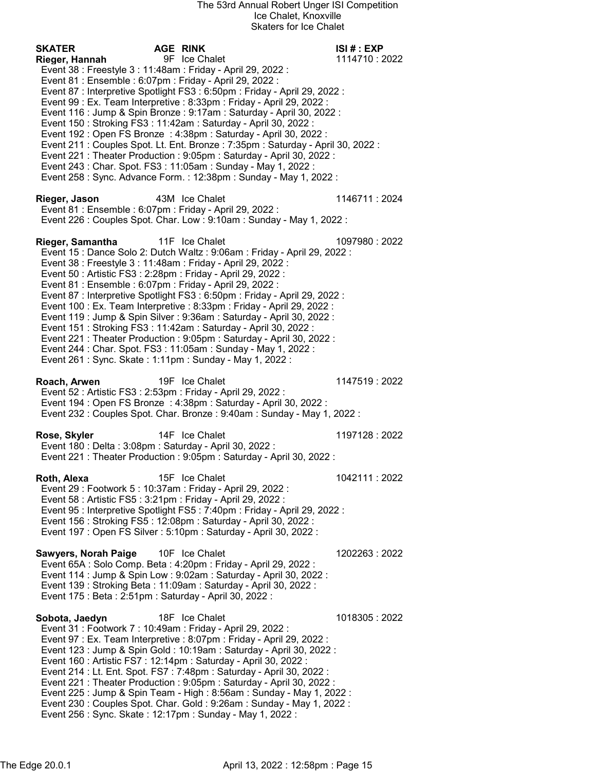# The 53rd Annual Robert Unger ISI Competition
## Ice Chalet, Knoxville
### Skaters for Ice Chalet

| SKATER | AGE | RINK | ISI # : EXP |
|---|---|---|---|

**Rieger, Hannah** | 9F | Ice Chalet | 1114710 : 2022

- Event 38 : Freestyle 3 : 11:48am : Friday - April 29, 2022 :
- Event 81 : Ensemble : 6:07pm : Friday - April 29, 2022 :
- Event 87 : Interpretive Spotlight FS3 : 6:50pm : Friday - April 29, 2022 :
- Event 99 : Ex. Team Interpretive : 8:33pm : Friday - April 29, 2022 :
- Event 116 : Jump & Spin Bronze : 9:17am : Saturday - April 30, 2022 :
- Event 150 : Stroking FS3 : 11:42am : Saturday - April 30, 2022 :
- Event 192 : Open FS Bronze : 4:38pm : Saturday - April 30, 2022 :
- Event 211 : Couples Spot. Lt. Ent. Bronze : 7:35pm : Saturday - April 30, 2022 :
- Event 221 : Theater Production : 9:05pm : Saturday - April 30, 2022 :
- Event 243 : Char. Spot. FS3 : 11:05am : Sunday - May 1, 2022 :
- Event 258 : Sync. Advance Form. : 12:38pm : Sunday - May 1, 2022 :

**Rieger, Jason** | 43M | Ice Chalet | 1146711 : 2024

- Event 81 : Ensemble : 6:07pm : Friday - April 29, 2022 :
- Event 226 : Couples Spot. Char. Low : 9:10am : Sunday - May 1, 2022 :

**Rieger, Samantha** | 11F | Ice Chalet | 1097980 : 2022

- Event 15 : Dance Solo 2: Dutch Waltz : 9:06am : Friday - April 29, 2022 :
- Event 38 : Freestyle 3 : 11:48am : Friday - April 29, 2022 :
- Event 50 : Artistic FS3 : 2:28pm : Friday - April 29, 2022 :
- Event 81 : Ensemble : 6:07pm : Friday - April 29, 2022 :
- Event 87 : Interpretive Spotlight FS3 : 6:50pm : Friday - April 29, 2022 :
- Event 100 : Ex. Team Interpretive : 8:33pm : Friday - April 29, 2022 :
- Event 119 : Jump & Spin Silver : 9:36am : Saturday - April 30, 2022 :
- Event 151 : Stroking FS3 : 11:42am : Saturday - April 30, 2022 :
- Event 221 : Theater Production : 9:05pm : Saturday - April 30, 2022 :
- Event 244 : Char. Spot. FS3 : 11:05am : Sunday - May 1, 2022 :
- Event 261 : Sync. Skate : 1:11pm : Sunday - May 1, 2022 :

**Roach, Arwen** | 19F | Ice Chalet | 1147519 : 2022

- Event 52 : Artistic FS3 : 2:53pm : Friday - April 29, 2022 :
- Event 194 : Open FS Bronze : 4:38pm : Saturday - April 30, 2022 :
- Event 232 : Couples Spot. Char. Bronze : 9:40am : Sunday - May 1, 2022 :

**Rose, Skyler** | 14F | Ice Chalet | 1197128 : 2022

- Event 180 : Delta : 3:08pm : Saturday - April 30, 2022 :
- Event 221 : Theater Production : 9:05pm : Saturday - April 30, 2022 :

**Roth, Alexa** | 15F | Ice Chalet | 1042111 : 2022

- Event 29 : Footwork 5 : 10:37am : Friday - April 29, 2022 :
- Event 58 : Artistic FS5 : 3:21pm : Friday - April 29, 2022 :
- Event 95 : Interpretive Spotlight FS5 : 7:40pm : Friday - April 29, 2022 :
- Event 156 : Stroking FS5 : 12:08pm : Saturday - April 30, 2022 :
- Event 197 : Open FS Silver : 5:10pm : Saturday - April 30, 2022 :

**Sawyers, Norah Paige** | 10F | Ice Chalet | 1202263 : 2022

- Event 65A : Solo Comp. Beta : 4:20pm : Friday - April 29, 2022 :
- Event 114 : Jump & Spin Low : 9:02am : Saturday - April 30, 2022 :
- Event 139 : Stroking Beta : 11:09am : Saturday - April 30, 2022 :
- Event 175 : Beta : 2:51pm : Saturday - April 30, 2022 :

**Sobota, Jaedyn** | 18F | Ice Chalet | 1018305 : 2022

- Event 31 : Footwork 7 : 10:49am : Friday - April 29, 2022 :
- Event 97 : Ex. Team Interpretive : 8:07pm : Friday - April 29, 2022 :
- Event 123 : Jump & Spin Gold : 10:19am : Saturday - April 30, 2022 :
- Event 160 : Artistic FS7 : 12:14pm : Saturday - April 30, 2022 :
- Event 214 : Lt. Ent. Spot. FS7 : 7:48pm : Saturday - April 30, 2022 :
- Event 221 : Theater Production : 9:05pm : Saturday - April 30, 2022 :
- Event 225 : Jump & Spin Team - High : 8:56am : Sunday - May 1, 2022 :
- Event 230 : Couples Spot. Char. Gold : 9:26am : Sunday - May 1, 2022 :
- Event 256 : Sync. Skate : 12:17pm : Sunday - May 1, 2022 :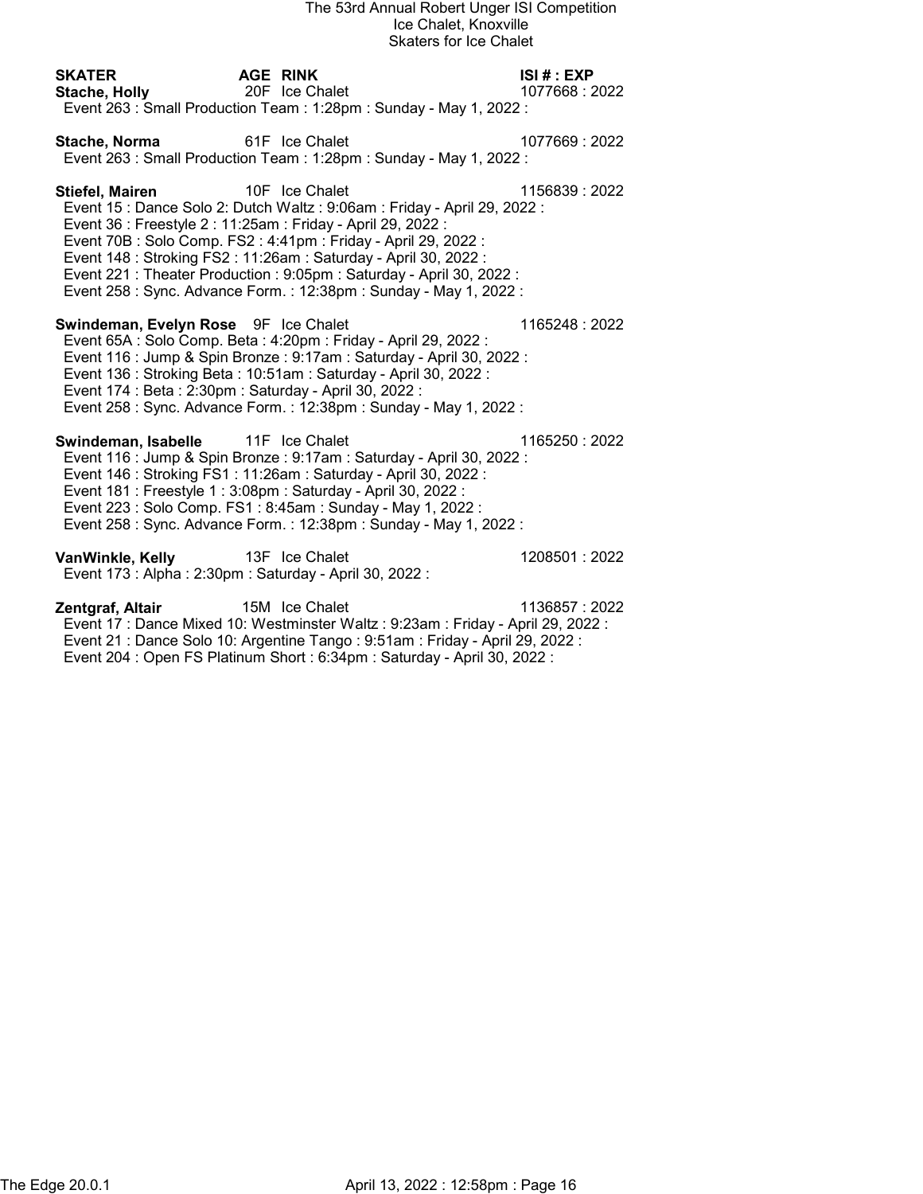The 53rd Annual Robert Unger ISI Competition
Ice Chalet, Knoxville
Skaters for Ice Chalet

| SKATER | AGE | RINK | ISI # : EXP |
|---|---|---|---|
| **Stache, Holly** | 20F | Ice Chalet | 1077668 : 2022 |

Event 263 : Small Production Team : 1:28pm : Sunday - May 1, 2022 :

| | | | |
|---|---|---|---|
| **Stache, Norma** | 61F | Ice Chalet | 1077669 : 2022 |

Event 263 : Small Production Team : 1:28pm : Sunday - May 1, 2022 :

| | | | |
|---|---|---|---|
| **Stiefel, Mairen** | 10F | Ice Chalet | 1156839 : 2022 |

Event 15 : Dance Solo 2: Dutch Waltz : 9:06am : Friday - April 29, 2022 :
Event 36 : Freestyle 2 : 11:25am : Friday - April 29, 2022 :
Event 70B : Solo Comp. FS2 : 4:41pm : Friday - April 29, 2022 :
Event 148 : Stroking FS2 : 11:26am : Saturday - April 30, 2022 :
Event 221 : Theater Production : 9:05pm : Saturday - April 30, 2022 :
Event 258 : Sync. Advance Form. : 12:38pm : Sunday - May 1, 2022 :

| | | | |
|---|---|---|---|
| **Swindeman, Evelyn Rose** | 9F | Ice Chalet | 1165248 : 2022 |

Event 65A : Solo Comp. Beta : 4:20pm : Friday - April 29, 2022 :
Event 116 : Jump & Spin Bronze : 9:17am : Saturday - April 30, 2022 :
Event 136 : Stroking Beta : 10:51am : Saturday - April 30, 2022 :
Event 174 : Beta : 2:30pm : Saturday - April 30, 2022 :
Event 258 : Sync. Advance Form. : 12:38pm : Sunday - May 1, 2022 :

| | | | |
|---|---|---|---|
| **Swindeman, Isabelle** | 11F | Ice Chalet | 1165250 : 2022 |

Event 116 : Jump & Spin Bronze : 9:17am : Saturday - April 30, 2022 :
Event 146 : Stroking FS1 : 11:26am : Saturday - April 30, 2022 :
Event 181 : Freestyle 1 : 3:08pm : Saturday - April 30, 2022 :
Event 223 : Solo Comp. FS1 : 8:45am : Sunday - May 1, 2022 :
Event 258 : Sync. Advance Form. : 12:38pm : Sunday - May 1, 2022 :

| | | | |
|---|---|---|---|
| **VanWinkle, Kelly** | 13F | Ice Chalet | 1208501 : 2022 |

Event 173 : Alpha : 2:30pm : Saturday - April 30, 2022 :

| | | | |
|---|---|---|---|
| **Zentgraf, Altair** | 15M | Ice Chalet | 1136857 : 2022 |

Event 17 : Dance Mixed 10: Westminster Waltz : 9:23am : Friday - April 29, 2022 :
Event 21 : Dance Solo 10: Argentine Tango : 9:51am : Friday - April 29, 2022 :
Event 204 : Open FS Platinum Short : 6:34pm : Saturday - April 30, 2022 :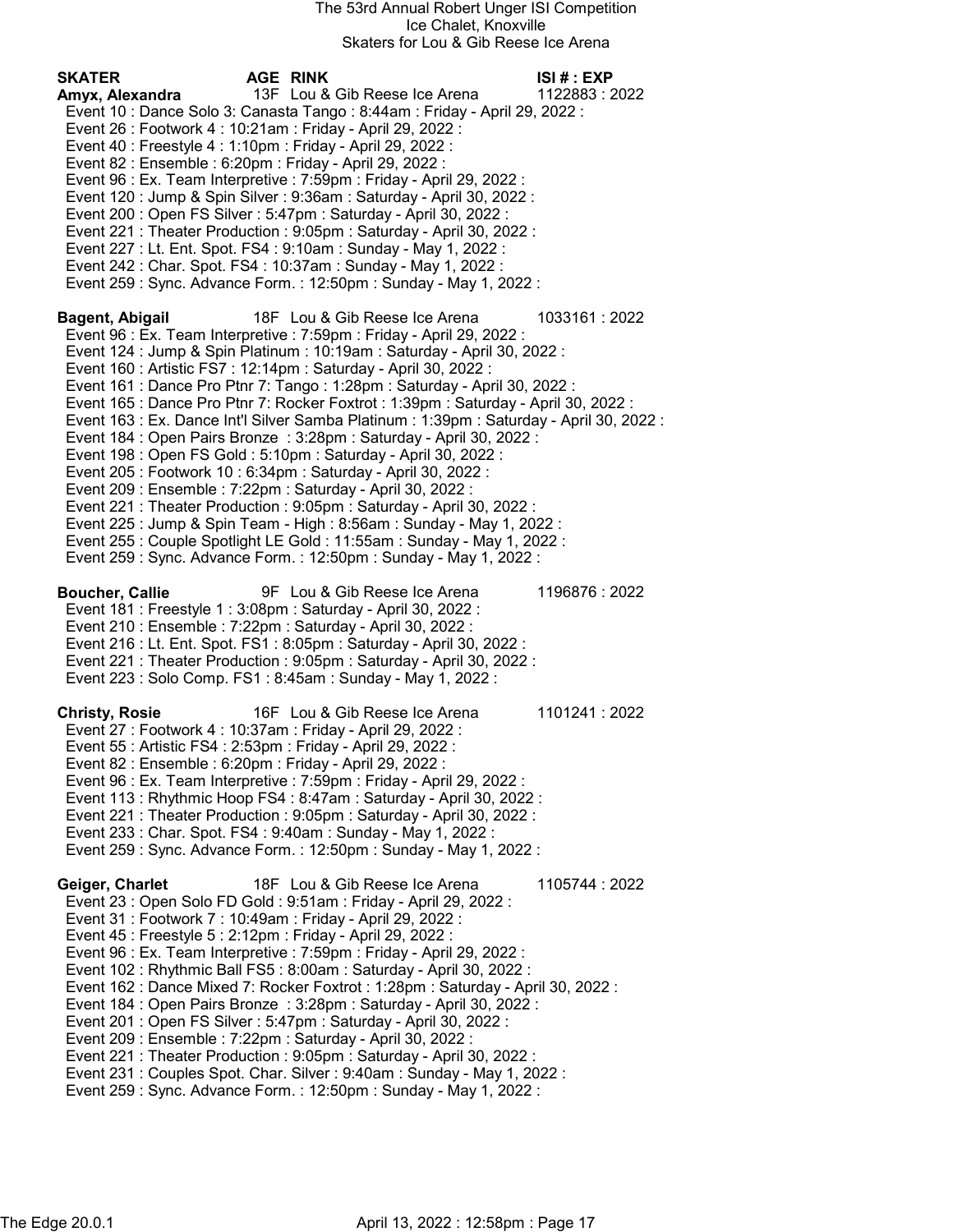The 53rd Annual Robert Unger ISI Competition
Ice Chalet, Knoxville
Skaters for Lou & Gib Reese Ice Arena

| SKATER | AGE | RINK | ISI # : EXP |
|---|---|---|---|
| **Amyx, Alexandra** | 13F | Lou & Gib Reese Ice Arena | 1122883 : 2022 |

Event 10 : Dance Solo 3: Canasta Tango : 8:44am : Friday - April 29, 2022 :
Event 26 : Footwork 4 : 10:21am : Friday - April 29, 2022 :
Event 40 : Freestyle 4 : 1:10pm : Friday - April 29, 2022 :
Event 82 : Ensemble : 6:20pm : Friday - April 29, 2022 :
Event 96 : Ex. Team Interpretive : 7:59pm : Friday - April 29, 2022 :
Event 120 : Jump & Spin Silver : 9:36am : Saturday - April 30, 2022 :
Event 200 : Open FS Silver : 5:47pm : Saturday - April 30, 2022 :
Event 221 : Theater Production : 9:05pm : Saturday - April 30, 2022 :
Event 227 : Lt. Ent. Spot. FS4 : 9:10am : Sunday - May 1, 2022 :
Event 242 : Char. Spot. FS4 : 10:37am : Sunday - May 1, 2022 :
Event 259 : Sync. Advance Form. : 12:50pm : Sunday - May 1, 2022 :

| SKATER | AGE | RINK | ISI # : EXP |
|---|---|---|---|
| **Bagent, Abigail** | 18F | Lou & Gib Reese Ice Arena | 1033161 : 2022 |

Event 96 : Ex. Team Interpretive : 7:59pm : Friday - April 29, 2022 :
Event 124 : Jump & Spin Platinum : 10:19am : Saturday - April 30, 2022 :
Event 160 : Artistic FS7 : 12:14pm : Saturday - April 30, 2022 :
Event 161 : Dance Pro Ptnr 7: Tango : 1:28pm : Saturday - April 30, 2022 :
Event 165 : Dance Pro Ptnr 7: Rocker Foxtrot : 1:39pm : Saturday - April 30, 2022 :
Event 163 : Ex. Dance Int'l Silver Samba Platinum : 1:39pm : Saturday - April 30, 2022 :
Event 184 : Open Pairs Bronze : 3:28pm : Saturday - April 30, 2022 :
Event 198 : Open FS Gold : 5:10pm : Saturday - April 30, 2022 :
Event 205 : Footwork 10 : 6:34pm : Saturday - April 30, 2022 :
Event 209 : Ensemble : 7:22pm : Saturday - April 30, 2022 :
Event 221 : Theater Production : 9:05pm : Saturday - April 30, 2022 :
Event 225 : Jump & Spin Team - High : 8:56am : Sunday - May 1, 2022 :
Event 255 : Couple Spotlight LE Gold : 11:55am : Sunday - May 1, 2022 :
Event 259 : Sync. Advance Form. : 12:50pm : Sunday - May 1, 2022 :

| SKATER | AGE | RINK | ISI # : EXP |
|---|---|---|---|
| **Boucher, Callie** | 9F | Lou & Gib Reese Ice Arena | 1196876 : 2022 |

Event 181 : Freestyle 1 : 3:08pm : Saturday - April 30, 2022 :
Event 210 : Ensemble : 7:22pm : Saturday - April 30, 2022 :
Event 216 : Lt. Ent. Spot. FS1 : 8:05pm : Saturday - April 30, 2022 :
Event 221 : Theater Production : 9:05pm : Saturday - April 30, 2022 :
Event 223 : Solo Comp. FS1 : 8:45am : Sunday - May 1, 2022 :

| SKATER | AGE | RINK | ISI # : EXP |
|---|---|---|---|
| **Christy, Rosie** | 16F | Lou & Gib Reese Ice Arena | 1101241 : 2022 |

Event 27 : Footwork 4 : 10:37am : Friday - April 29, 2022 :
Event 55 : Artistic FS4 : 2:53pm : Friday - April 29, 2022 :
Event 82 : Ensemble : 6:20pm : Friday - April 29, 2022 :
Event 96 : Ex. Team Interpretive : 7:59pm : Friday - April 29, 2022 :
Event 113 : Rhythmic Hoop FS4 : 8:47am : Saturday - April 30, 2022 :
Event 221 : Theater Production : 9:05pm : Saturday - April 30, 2022 :
Event 233 : Char. Spot. FS4 : 9:40am : Sunday - May 1, 2022 :
Event 259 : Sync. Advance Form. : 12:50pm : Sunday - May 1, 2022 :

| SKATER | AGE | RINK | ISI # : EXP |
|---|---|---|---|
| **Geiger, Charlet** | 18F | Lou & Gib Reese Ice Arena | 1105744 : 2022 |

Event 23 : Open Solo FD Gold : 9:51am : Friday - April 29, 2022 :
Event 31 : Footwork 7 : 10:49am : Friday - April 29, 2022 :
Event 45 : Freestyle 5 : 2:12pm : Friday - April 29, 2022 :
Event 96 : Ex. Team Interpretive : 7:59pm : Friday - April 29, 2022 :
Event 102 : Rhythmic Ball FS5 : 8:00am : Saturday - April 30, 2022 :
Event 162 : Dance Mixed 7: Rocker Foxtrot : 1:28pm : Saturday - April 30, 2022 :
Event 184 : Open Pairs Bronze : 3:28pm : Saturday - April 30, 2022 :
Event 201 : Open FS Silver : 5:47pm : Saturday - April 30, 2022 :
Event 209 : Ensemble : 7:22pm : Saturday - April 30, 2022 :
Event 221 : Theater Production : 9:05pm : Saturday - April 30, 2022 :
Event 231 : Couples Spot. Char. Silver : 9:40am : Sunday - May 1, 2022 :
Event 259 : Sync. Advance Form. : 12:50pm : Sunday - May 1, 2022 :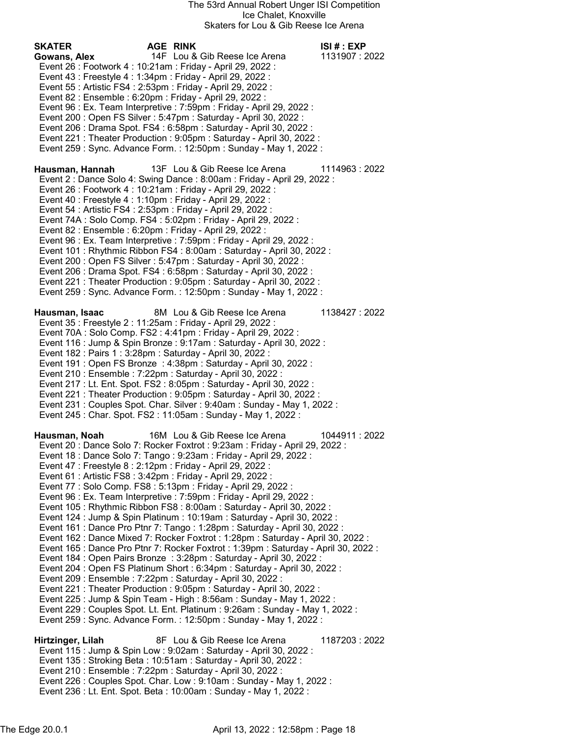The 53rd Annual Robert Unger ISI Competition
Ice Chalet, Knoxville
Skaters for Lou & Gib Reese Ice Arena

| SKATER | AGE | RINK | ISI # : EXP |
|---|---|---|---|

**Gowans, Alex** 14F Lou & Gib Reese Ice Arena 1131907 : 2022

- Event 26 : Footwork 4 : 10:21am : Friday - April 29, 2022 :
- Event 43 : Freestyle 4 : 1:34pm : Friday - April 29, 2022 :
- Event 55 : Artistic FS4 : 2:53pm : Friday - April 29, 2022 :
- Event 82 : Ensemble : 6:20pm : Friday - April 29, 2022 :
- Event 96 : Ex. Team Interpretive : 7:59pm : Friday - April 29, 2022 :
- Event 200 : Open FS Silver : 5:47pm : Saturday - April 30, 2022 :
- Event 206 : Drama Spot. FS4 : 6:58pm : Saturday - April 30, 2022 :
- Event 221 : Theater Production : 9:05pm : Saturday - April 30, 2022 :
- Event 259 : Sync. Advance Form. : 12:50pm : Sunday - May 1, 2022 :

**Hausman, Hannah** 13F Lou & Gib Reese Ice Arena 1114963 : 2022

- Event 2 : Dance Solo 4: Swing Dance : 8:00am : Friday - April 29, 2022 :
- Event 26 : Footwork 4 : 10:21am : Friday - April 29, 2022 :
- Event 40 : Freestyle 4 : 1:10pm : Friday - April 29, 2022 :
- Event 54 : Artistic FS4 : 2:53pm : Friday - April 29, 2022 :
- Event 74A : Solo Comp. FS4 : 5:02pm : Friday - April 29, 2022 :
- Event 82 : Ensemble : 6:20pm : Friday - April 29, 2022 :
- Event 96 : Ex. Team Interpretive : 7:59pm : Friday - April 29, 2022 :
- Event 101 : Rhythmic Ribbon FS4 : 8:00am : Saturday - April 30, 2022 :
- Event 200 : Open FS Silver : 5:47pm : Saturday - April 30, 2022 :
- Event 206 : Drama Spot. FS4 : 6:58pm : Saturday - April 30, 2022 :
- Event 221 : Theater Production : 9:05pm : Saturday - April 30, 2022 :
- Event 259 : Sync. Advance Form. : 12:50pm : Sunday - May 1, 2022 :

**Hausman, Isaac** 8M Lou & Gib Reese Ice Arena 1138427 : 2022

- Event 35 : Freestyle 2 : 11:25am : Friday - April 29, 2022 :
- Event 70A : Solo Comp. FS2 : 4:41pm : Friday - April 29, 2022 :
- Event 116 : Jump & Spin Bronze : 9:17am : Saturday - April 30, 2022 :
- Event 182 : Pairs 1 : 3:28pm : Saturday - April 30, 2022 :
- Event 191 : Open FS Bronze : 4:38pm : Saturday - April 30, 2022 :
- Event 210 : Ensemble : 7:22pm : Saturday - April 30, 2022 :
- Event 217 : Lt. Ent. Spot. FS2 : 8:05pm : Saturday - April 30, 2022 :
- Event 221 : Theater Production : 9:05pm : Saturday - April 30, 2022 :
- Event 231 : Couples Spot. Char. Silver : 9:40am : Sunday - May 1, 2022 :
- Event 245 : Char. Spot. FS2 : 11:05am : Sunday - May 1, 2022 :

**Hausman, Noah** 16M Lou & Gib Reese Ice Arena 1044911 : 2022

- Event 20 : Dance Solo 7: Rocker Foxtrot : 9:23am : Friday - April 29, 2022 :
- Event 18 : Dance Solo 7: Tango : 9:23am : Friday - April 29, 2022 :
- Event 47 : Freestyle 8 : 2:12pm : Friday - April 29, 2022 :
- Event 61 : Artistic FS8 : 3:42pm : Friday - April 29, 2022 :
- Event 77 : Solo Comp. FS8 : 5:13pm : Friday - April 29, 2022 :
- Event 96 : Ex. Team Interpretive : 7:59pm : Friday - April 29, 2022 :
- Event 105 : Rhythmic Ribbon FS8 : 8:00am : Saturday - April 30, 2022 :
- Event 124 : Jump & Spin Platinum : 10:19am : Saturday - April 30, 2022 :
- Event 161 : Dance Pro Ptnr 7: Tango : 1:28pm : Saturday - April 30, 2022 :
- Event 162 : Dance Mixed 7: Rocker Foxtrot : 1:28pm : Saturday - April 30, 2022 :
- Event 165 : Dance Pro Ptnr 7: Rocker Foxtrot : 1:39pm : Saturday - April 30, 2022 :
- Event 184 : Open Pairs Bronze : 3:28pm : Saturday - April 30, 2022 :
- Event 204 : Open FS Platinum Short : 6:34pm : Saturday - April 30, 2022 :
- Event 209 : Ensemble : 7:22pm : Saturday - April 30, 2022 :
- Event 221 : Theater Production : 9:05pm : Saturday - April 30, 2022 :
- Event 225 : Jump & Spin Team - High : 8:56am : Sunday - May 1, 2022 :
- Event 229 : Couples Spot. Lt. Ent. Platinum : 9:26am : Sunday - May 1, 2022 :
- Event 259 : Sync. Advance Form. : 12:50pm : Sunday - May 1, 2022 :

**Hirtzinger, Lilah** 8F Lou & Gib Reese Ice Arena 1187203 : 2022

- Event 115 : Jump & Spin Low : 9:02am : Saturday - April 30, 2022 :
- Event 135 : Stroking Beta : 10:51am : Saturday - April 30, 2022 :
- Event 210 : Ensemble : 7:22pm : Saturday - April 30, 2022 :
- Event 226 : Couples Spot. Char. Low : 9:10am : Sunday - May 1, 2022 :
- Event 236 : Lt. Ent. Spot. Beta : 10:00am : Sunday - May 1, 2022 :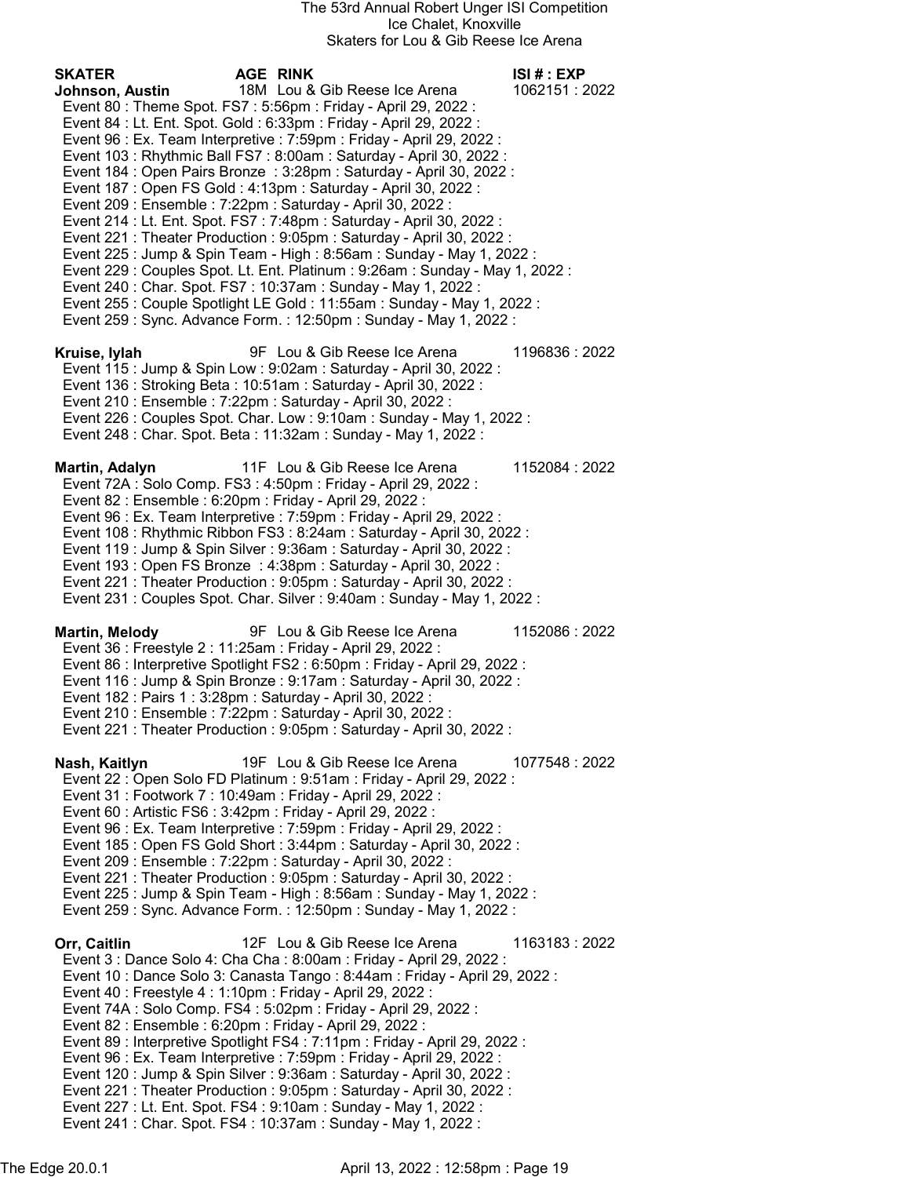The 53rd Annual Robert Unger ISI Competition
Ice Chalet, Knoxville
Skaters for Lou & Gib Reese Ice Arena

| SKATER | AGE | RINK | ISI # : EXP |
|---|---|---|---|
| **Johnson, Austin** | 18M | Lou & Gib Reese Ice Arena | 1062151 : 2022 |

Event 80 : Theme Spot. FS7 : 5:56pm : Friday - April 29, 2022 :
Event 84 : Lt. Ent. Spot. Gold : 6:33pm : Friday - April 29, 2022 :
Event 96 : Ex. Team Interpretive : 7:59pm : Friday - April 29, 2022 :
Event 103 : Rhythmic Ball FS7 : 8:00am : Saturday - April 30, 2022 :
Event 184 : Open Pairs Bronze : 3:28pm : Saturday - April 30, 2022 :
Event 187 : Open FS Gold : 4:13pm : Saturday - April 30, 2022 :
Event 209 : Ensemble : 7:22pm : Saturday - April 30, 2022 :
Event 214 : Lt. Ent. Spot. FS7 : 7:48pm : Saturday - April 30, 2022 :
Event 221 : Theater Production : 9:05pm : Saturday - April 30, 2022 :
Event 225 : Jump & Spin Team - High : 8:56am : Sunday - May 1, 2022 :
Event 229 : Couples Spot. Lt. Ent. Platinum : 9:26am : Sunday - May 1, 2022 :
Event 240 : Char. Spot. FS7 : 10:37am : Sunday - May 1, 2022 :
Event 255 : Couple Spotlight LE Gold : 11:55am : Sunday - May 1, 2022 :
Event 259 : Sync. Advance Form. : 12:50pm : Sunday - May 1, 2022 :

| | | | |
|---|---|---|---|
| **Kruise, Iylah** | 9F | Lou & Gib Reese Ice Arena | 1196836 : 2022 |

Event 115 : Jump & Spin Low : 9:02am : Saturday - April 30, 2022 :
Event 136 : Stroking Beta : 10:51am : Saturday - April 30, 2022 :
Event 210 : Ensemble : 7:22pm : Saturday - April 30, 2022 :
Event 226 : Couples Spot. Char. Low : 9:10am : Sunday - May 1, 2022 :
Event 248 : Char. Spot. Beta : 11:32am : Sunday - May 1, 2022 :

| | | | |
|---|---|---|---|
| **Martin, Adalyn** | 11F | Lou & Gib Reese Ice Arena | 1152084 : 2022 |

Event 72A : Solo Comp. FS3 : 4:50pm : Friday - April 29, 2022 :
Event 82 : Ensemble : 6:20pm : Friday - April 29, 2022 :
Event 96 : Ex. Team Interpretive : 7:59pm : Friday - April 29, 2022 :
Event 108 : Rhythmic Ribbon FS3 : 8:24am : Saturday - April 30, 2022 :
Event 119 : Jump & Spin Silver : 9:36am : Saturday - April 30, 2022 :
Event 193 : Open FS Bronze : 4:38pm : Saturday - April 30, 2022 :
Event 221 : Theater Production : 9:05pm : Saturday - April 30, 2022 :
Event 231 : Couples Spot. Char. Silver : 9:40am : Sunday - May 1, 2022 :

| | | | |
|---|---|---|---|
| **Martin, Melody** | 9F | Lou & Gib Reese Ice Arena | 1152086 : 2022 |

Event 36 : Freestyle 2 : 11:25am : Friday - April 29, 2022 :
Event 86 : Interpretive Spotlight FS2 : 6:50pm : Friday - April 29, 2022 :
Event 116 : Jump & Spin Bronze : 9:17am : Saturday - April 30, 2022 :
Event 182 : Pairs 1 : 3:28pm : Saturday - April 30, 2022 :
Event 210 : Ensemble : 7:22pm : Saturday - April 30, 2022 :
Event 221 : Theater Production : 9:05pm : Saturday - April 30, 2022 :

| | | | |
|---|---|---|---|
| **Nash, Kaitlyn** | 19F | Lou & Gib Reese Ice Arena | 1077548 : 2022 |

Event 22 : Open Solo FD Platinum : 9:51am : Friday - April 29, 2022 :
Event 31 : Footwork 7 : 10:49am : Friday - April 29, 2022 :
Event 60 : Artistic FS6 : 3:42pm : Friday - April 29, 2022 :
Event 96 : Ex. Team Interpretive : 7:59pm : Friday - April 29, 2022 :
Event 185 : Open FS Gold Short : 3:44pm : Saturday - April 30, 2022 :
Event 209 : Ensemble : 7:22pm : Saturday - April 30, 2022 :
Event 221 : Theater Production : 9:05pm : Saturday - April 30, 2022 :
Event 225 : Jump & Spin Team - High : 8:56am : Sunday - May 1, 2022 :
Event 259 : Sync. Advance Form. : 12:50pm : Sunday - May 1, 2022 :

| | | | |
|---|---|---|---|
| **Orr, Caitlin** | 12F | Lou & Gib Reese Ice Arena | 1163183 : 2022 |

Event 3 : Dance Solo 4: Cha Cha : 8:00am : Friday - April 29, 2022 :
Event 10 : Dance Solo 3: Canasta Tango : 8:44am : Friday - April 29, 2022 :
Event 40 : Freestyle 4 : 1:10pm : Friday - April 29, 2022 :
Event 74A : Solo Comp. FS4 : 5:02pm : Friday - April 29, 2022 :
Event 82 : Ensemble : 6:20pm : Friday - April 29, 2022 :
Event 89 : Interpretive Spotlight FS4 : 7:11pm : Friday - April 29, 2022 :
Event 96 : Ex. Team Interpretive : 7:59pm : Friday - April 29, 2022 :
Event 120 : Jump & Spin Silver : 9:36am : Saturday - April 30, 2022 :
Event 221 : Theater Production : 9:05pm : Saturday - April 30, 2022 :
Event 227 : Lt. Ent. Spot. FS4 : 9:10am : Sunday - May 1, 2022 :
Event 241 : Char. Spot. FS4 : 10:37am : Sunday - May 1, 2022 :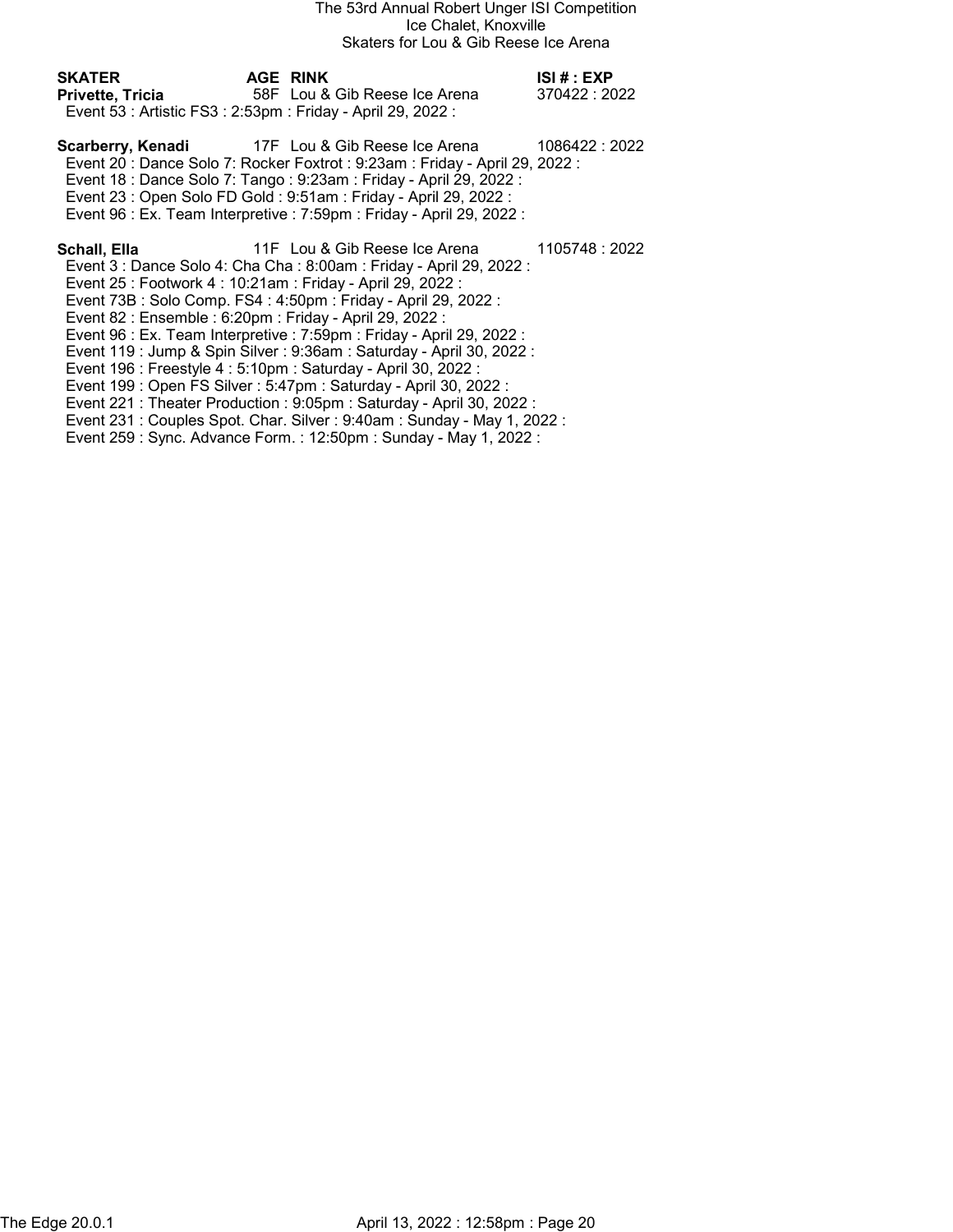The 53rd Annual Robert Unger ISI Competition
Ice Chalet, Knoxville
Skaters for Lou & Gib Reese Ice Arena

| SKATER | AGE | RINK | ISI # : EXP |
|---|---|---|---|
| **Privette, Tricia** | 58F | Lou & Gib Reese Ice Arena | 370422 : 2022 |

Event 53 : Artistic FS3 : 2:53pm : Friday - April 29, 2022 :

| | | | |
|---|---|---|---|
| **Scarberry, Kenadi** | 17F | Lou & Gib Reese Ice Arena | 1086422 : 2022 |

Event 20 : Dance Solo 7: Rocker Foxtrot : 9:23am : Friday - April 29, 2022 :
Event 18 : Dance Solo 7: Tango : 9:23am : Friday - April 29, 2022 :
Event 23 : Open Solo FD Gold : 9:51am : Friday - April 29, 2022 :
Event 96 : Ex. Team Interpretive : 7:59pm : Friday - April 29, 2022 :

| | | | |
|---|---|---|---|
| **Schall, Ella** | 11F | Lou & Gib Reese Ice Arena | 1105748 : 2022 |

Event 3 : Dance Solo 4: Cha Cha : 8:00am : Friday - April 29, 2022 :
Event 25 : Footwork 4 : 10:21am : Friday - April 29, 2022 :
Event 73B : Solo Comp. FS4 : 4:50pm : Friday - April 29, 2022 :
Event 82 : Ensemble : 6:20pm : Friday - April 29, 2022 :
Event 96 : Ex. Team Interpretive : 7:59pm : Friday - April 29, 2022 :
Event 119 : Jump & Spin Silver : 9:36am : Saturday - April 30, 2022 :
Event 196 : Freestyle 4 : 5:10pm : Saturday - April 30, 2022 :
Event 199 : Open FS Silver : 5:47pm : Saturday - April 30, 2022 :
Event 221 : Theater Production : 9:05pm : Saturday - April 30, 2022 :
Event 231 : Couples Spot. Char. Silver : 9:40am : Sunday - May 1, 2022 :
Event 259 : Sync. Advance Form. : 12:50pm : Sunday - May 1, 2022 :

The Edge 20.0.1 April 13, 2022 : 12:58pm : Page 20